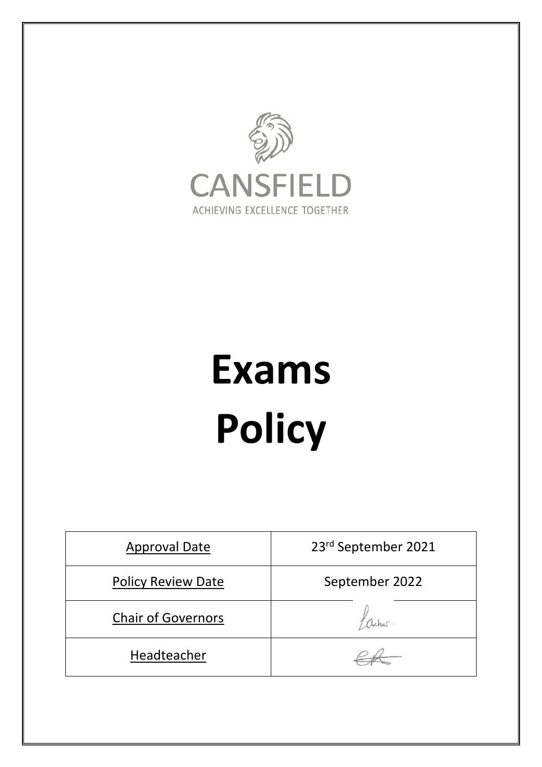CANSFIELD

ACHIEVING EXCELLENCE TOGETHER

# Exams Policy

| Approval Date | 23rd September 2021 |
|---|---|
| Policy Review Date | September 2022 |
| Chair of Governors | |
| Headteacher | |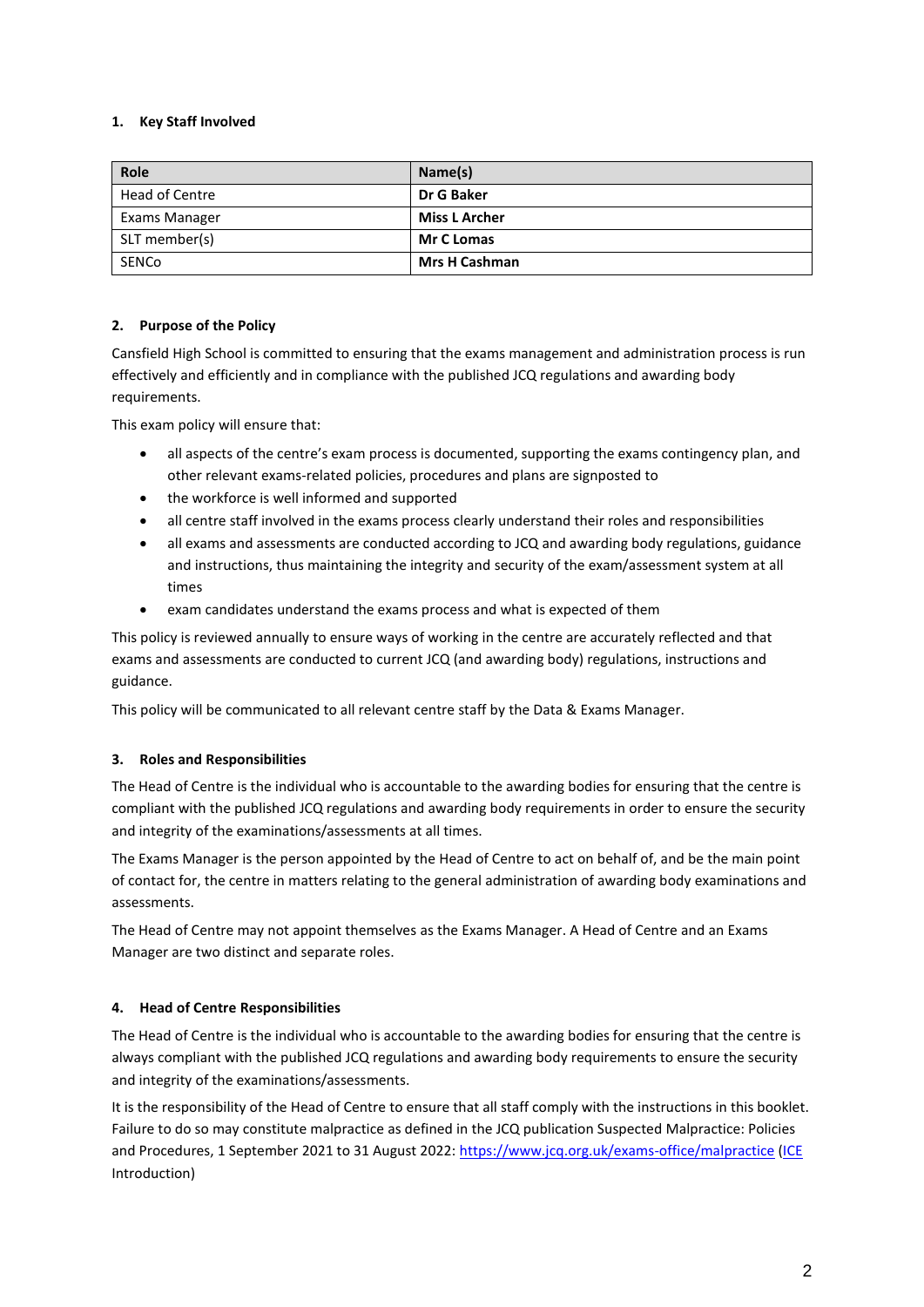## 1. Key Staff Involved

| Role | Name(s) |
|---|---|
| Head of Centre | **Dr G Baker** |
| Exams Manager | **Miss L Archer** |
| SLT member(s) | **Mr C Lomas** |
| SENCo | **Mrs H Cashman** |

## 2. Purpose of the Policy

Cansfield High School is committed to ensuring that the exams management and administration process is run effectively and efficiently and in compliance with the published JCQ regulations and awarding body requirements.

This exam policy will ensure that:

- all aspects of the centre's exam process is documented, supporting the exams contingency plan, and other relevant exams-related policies, procedures and plans are signposted to
- the workforce is well informed and supported
- all centre staff involved in the exams process clearly understand their roles and responsibilities
- all exams and assessments are conducted according to JCQ and awarding body regulations, guidance and instructions, thus maintaining the integrity and security of the exam/assessment system at all times
- exam candidates understand the exams process and what is expected of them

This policy is reviewed annually to ensure ways of working in the centre are accurately reflected and that exams and assessments are conducted to current JCQ (and awarding body) regulations, instructions and guidance.

This policy will be communicated to all relevant centre staff by the Data & Exams Manager.

## 3. Roles and Responsibilities

The Head of Centre is the individual who is accountable to the awarding bodies for ensuring that the centre is compliant with the published JCQ regulations and awarding body requirements in order to ensure the security and integrity of the examinations/assessments at all times.

The Exams Manager is the person appointed by the Head of Centre to act on behalf of, and be the main point of contact for, the centre in matters relating to the general administration of awarding body examinations and assessments.

The Head of Centre may not appoint themselves as the Exams Manager. A Head of Centre and an Exams Manager are two distinct and separate roles.

## 4. Head of Centre Responsibilities

The Head of Centre is the individual who is accountable to the awarding bodies for ensuring that the centre is always compliant with the published JCQ regulations and awarding body requirements to ensure the security and integrity of the examinations/assessments.

It is the responsibility of the Head of Centre to ensure that all staff comply with the instructions in this booklet. Failure to do so may constitute malpractice as defined in the JCQ publication Suspected Malpractice: Policies and Procedures, 1 September 2021 to 31 August 2022: https://www.jcq.org.uk/exams-office/malpractice (ICE Introduction)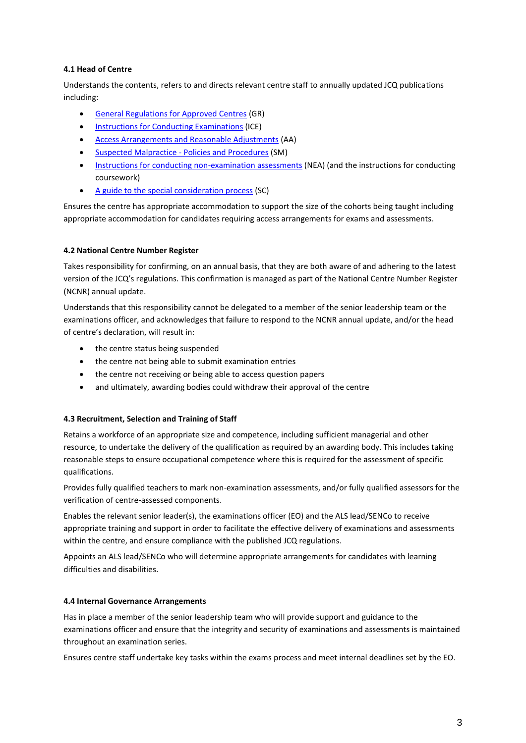### 4.1 Head of Centre

Understands the contents, refers to and directs relevant centre staff to annually updated JCQ publications including:

- General Regulations for Approved Centres (GR)
- Instructions for Conducting Examinations (ICE)
- Access Arrangements and Reasonable Adjustments (AA)
- Suspected Malpractice - Policies and Procedures (SM)
- Instructions for conducting non-examination assessments (NEA) (and the instructions for conducting coursework)
- A guide to the special consideration process (SC)

Ensures the centre has appropriate accommodation to support the size of the cohorts being taught including appropriate accommodation for candidates requiring access arrangements for exams and assessments.

### 4.2 National Centre Number Register

Takes responsibility for confirming, on an annual basis, that they are both aware of and adhering to the latest version of the JCQ's regulations. This confirmation is managed as part of the National Centre Number Register (NCNR) annual update.

Understands that this responsibility cannot be delegated to a member of the senior leadership team or the examinations officer, and acknowledges that failure to respond to the NCNR annual update, and/or the head of centre's declaration, will result in:

- the centre status being suspended
- the centre not being able to submit examination entries
- the centre not receiving or being able to access question papers
- and ultimately, awarding bodies could withdraw their approval of the centre

### 4.3 Recruitment, Selection and Training of Staff

Retains a workforce of an appropriate size and competence, including sufficient managerial and other resource, to undertake the delivery of the qualification as required by an awarding body. This includes taking reasonable steps to ensure occupational competence where this is required for the assessment of specific qualifications.

Provides fully qualified teachers to mark non-examination assessments, and/or fully qualified assessors for the verification of centre-assessed components.

Enables the relevant senior leader(s), the examinations officer (EO) and the ALS lead/SENCo to receive appropriate training and support in order to facilitate the effective delivery of examinations and assessments within the centre, and ensure compliance with the published JCQ regulations.

Appoints an ALS lead/SENCo who will determine appropriate arrangements for candidates with learning difficulties and disabilities.

### 4.4 Internal Governance Arrangements

Has in place a member of the senior leadership team who will provide support and guidance to the examinations officer and ensure that the integrity and security of examinations and assessments is maintained throughout an examination series.

Ensures centre staff undertake key tasks within the exams process and meet internal deadlines set by the EO.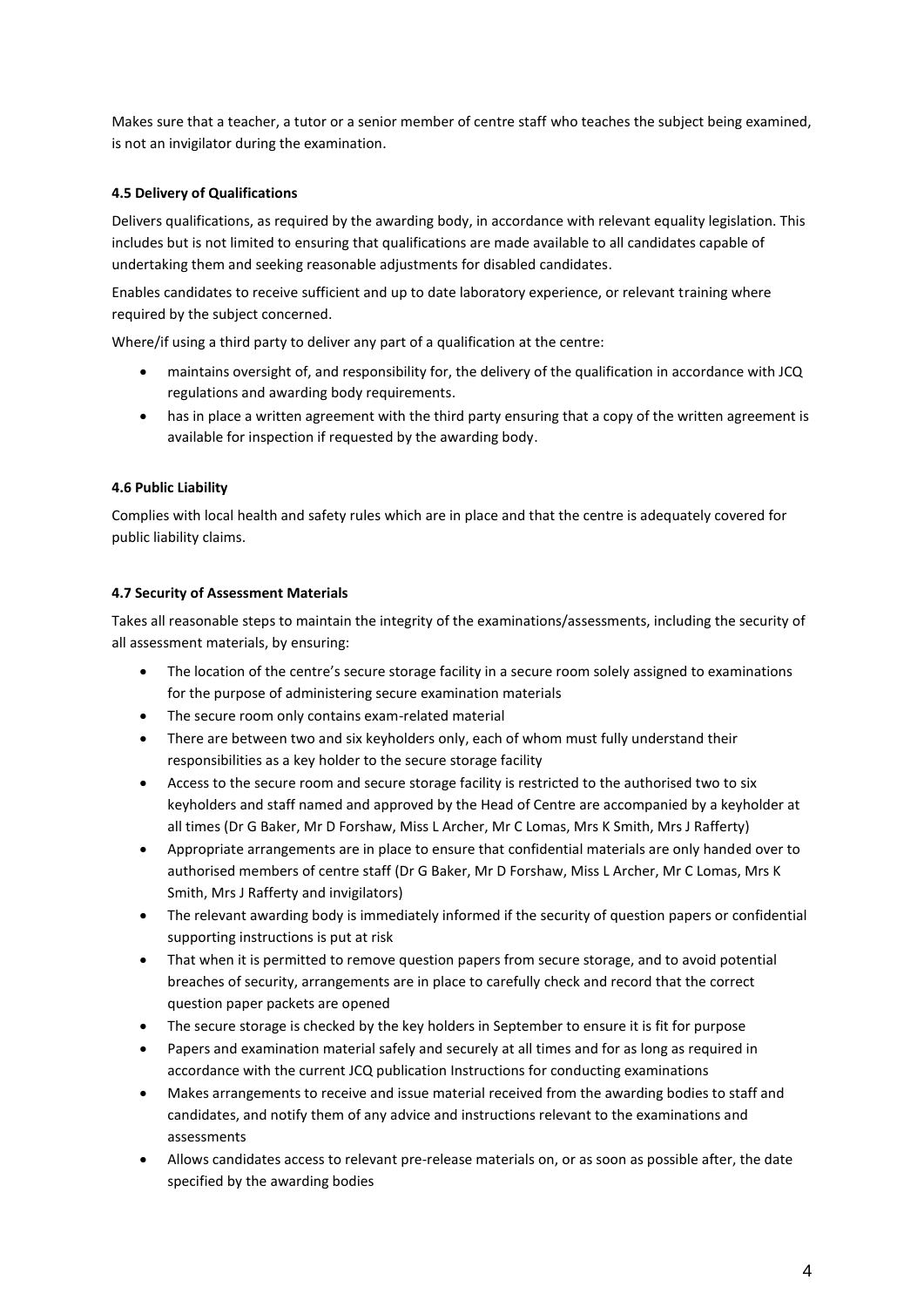Makes sure that a teacher, a tutor or a senior member of centre staff who teaches the subject being examined, is not an invigilator during the examination.

**4.5 Delivery of Qualifications**

Delivers qualifications, as required by the awarding body, in accordance with relevant equality legislation. This includes but is not limited to ensuring that qualifications are made available to all candidates capable of undertaking them and seeking reasonable adjustments for disabled candidates.

Enables candidates to receive sufficient and up to date laboratory experience, or relevant training where required by the subject concerned.

Where/if using a third party to deliver any part of a qualification at the centre:

- maintains oversight of, and responsibility for, the delivery of the qualification in accordance with JCQ regulations and awarding body requirements.
- has in place a written agreement with the third party ensuring that a copy of the written agreement is available for inspection if requested by the awarding body.

**4.6 Public Liability**

Complies with local health and safety rules which are in place and that the centre is adequately covered for public liability claims.

**4.7 Security of Assessment Materials**

Takes all reasonable steps to maintain the integrity of the examinations/assessments, including the security of all assessment materials, by ensuring:

- The location of the centre's secure storage facility in a secure room solely assigned to examinations for the purpose of administering secure examination materials
- The secure room only contains exam-related material
- There are between two and six keyholders only, each of whom must fully understand their responsibilities as a key holder to the secure storage facility
- Access to the secure room and secure storage facility is restricted to the authorised two to six keyholders and staff named and approved by the Head of Centre are accompanied by a keyholder at all times (Dr G Baker, Mr D Forshaw, Miss L Archer, Mr C Lomas, Mrs K Smith, Mrs J Rafferty)
- Appropriate arrangements are in place to ensure that confidential materials are only handed over to authorised members of centre staff (Dr G Baker, Mr D Forshaw, Miss L Archer, Mr C Lomas, Mrs K Smith, Mrs J Rafferty and invigilators)
- The relevant awarding body is immediately informed if the security of question papers or confidential supporting instructions is put at risk
- That when it is permitted to remove question papers from secure storage, and to avoid potential breaches of security, arrangements are in place to carefully check and record that the correct question paper packets are opened
- The secure storage is checked by the key holders in September to ensure it is fit for purpose
- Papers and examination material safely and securely at all times and for as long as required in accordance with the current JCQ publication Instructions for conducting examinations
- Makes arrangements to receive and issue material received from the awarding bodies to staff and candidates, and notify them of any advice and instructions relevant to the examinations and assessments
- Allows candidates access to relevant pre-release materials on, or as soon as possible after, the date specified by the awarding bodies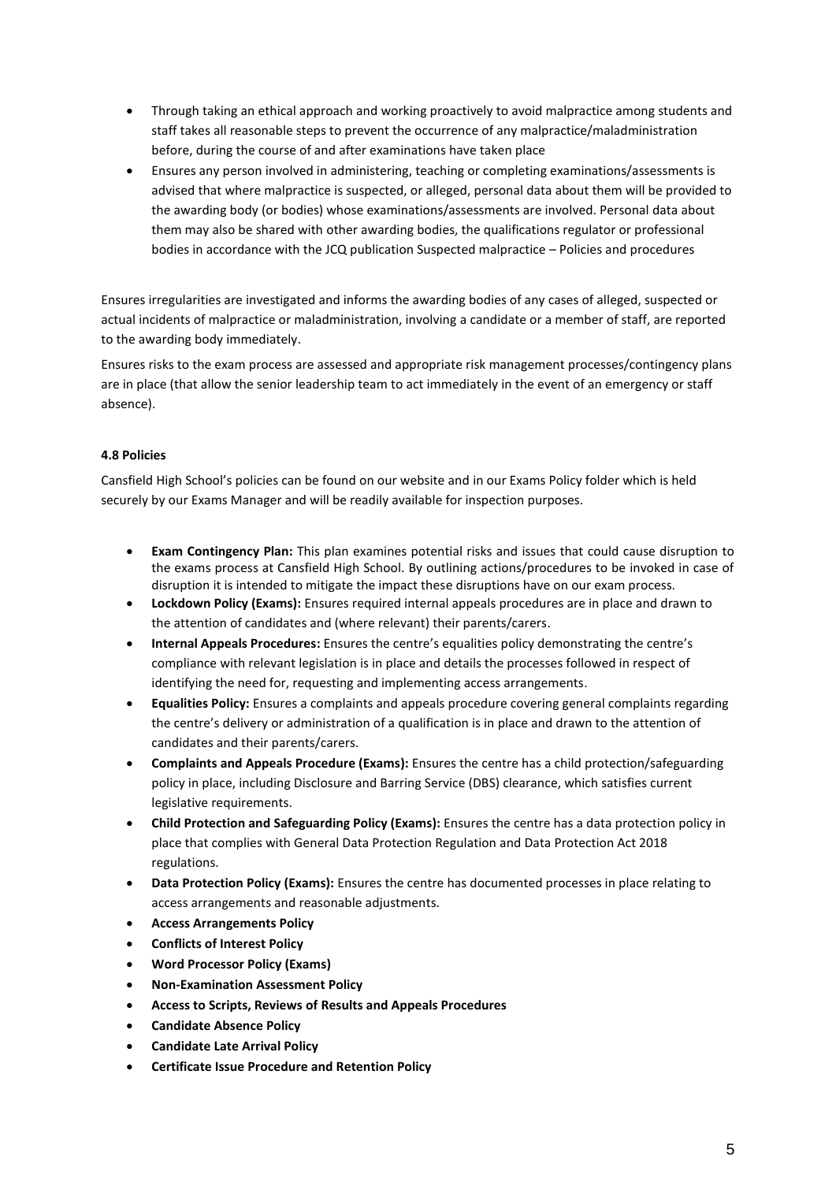- Through taking an ethical approach and working proactively to avoid malpractice among students and staff takes all reasonable steps to prevent the occurrence of any malpractice/maladministration before, during the course of and after examinations have taken place
- Ensures any person involved in administering, teaching or completing examinations/assessments is advised that where malpractice is suspected, or alleged, personal data about them will be provided to the awarding body (or bodies) whose examinations/assessments are involved. Personal data about them may also be shared with other awarding bodies, the qualifications regulator or professional bodies in accordance with the JCQ publication Suspected malpractice – Policies and procedures

Ensures irregularities are investigated and informs the awarding bodies of any cases of alleged, suspected or actual incidents of malpractice or maladministration, involving a candidate or a member of staff, are reported to the awarding body immediately.

Ensures risks to the exam process are assessed and appropriate risk management processes/contingency plans are in place (that allow the senior leadership team to act immediately in the event of an emergency or staff absence).

**4.8 Policies**

Cansfield High School's policies can be found on our website and in our Exams Policy folder which is held securely by our Exams Manager and will be readily available for inspection purposes.

- **Exam Contingency Plan:** This plan examines potential risks and issues that could cause disruption to the exams process at Cansfield High School. By outlining actions/procedures to be invoked in case of disruption it is intended to mitigate the impact these disruptions have on our exam process.
- **Lockdown Policy (Exams):** Ensures required internal appeals procedures are in place and drawn to the attention of candidates and (where relevant) their parents/carers.
- **Internal Appeals Procedures:** Ensures the centre's equalities policy demonstrating the centre's compliance with relevant legislation is in place and details the processes followed in respect of identifying the need for, requesting and implementing access arrangements.
- **Equalities Policy:** Ensures a complaints and appeals procedure covering general complaints regarding the centre's delivery or administration of a qualification is in place and drawn to the attention of candidates and their parents/carers.
- **Complaints and Appeals Procedure (Exams):** Ensures the centre has a child protection/safeguarding policy in place, including Disclosure and Barring Service (DBS) clearance, which satisfies current legislative requirements.
- **Child Protection and Safeguarding Policy (Exams):** Ensures the centre has a data protection policy in place that complies with General Data Protection Regulation and Data Protection Act 2018 regulations.
- **Data Protection Policy (Exams):** Ensures the centre has documented processes in place relating to access arrangements and reasonable adjustments.
- **Access Arrangements Policy**
- **Conflicts of Interest Policy**
- **Word Processor Policy (Exams)**
- **Non-Examination Assessment Policy**
- **Access to Scripts, Reviews of Results and Appeals Procedures**
- **Candidate Absence Policy**
- **Candidate Late Arrival Policy**
- **Certificate Issue Procedure and Retention Policy**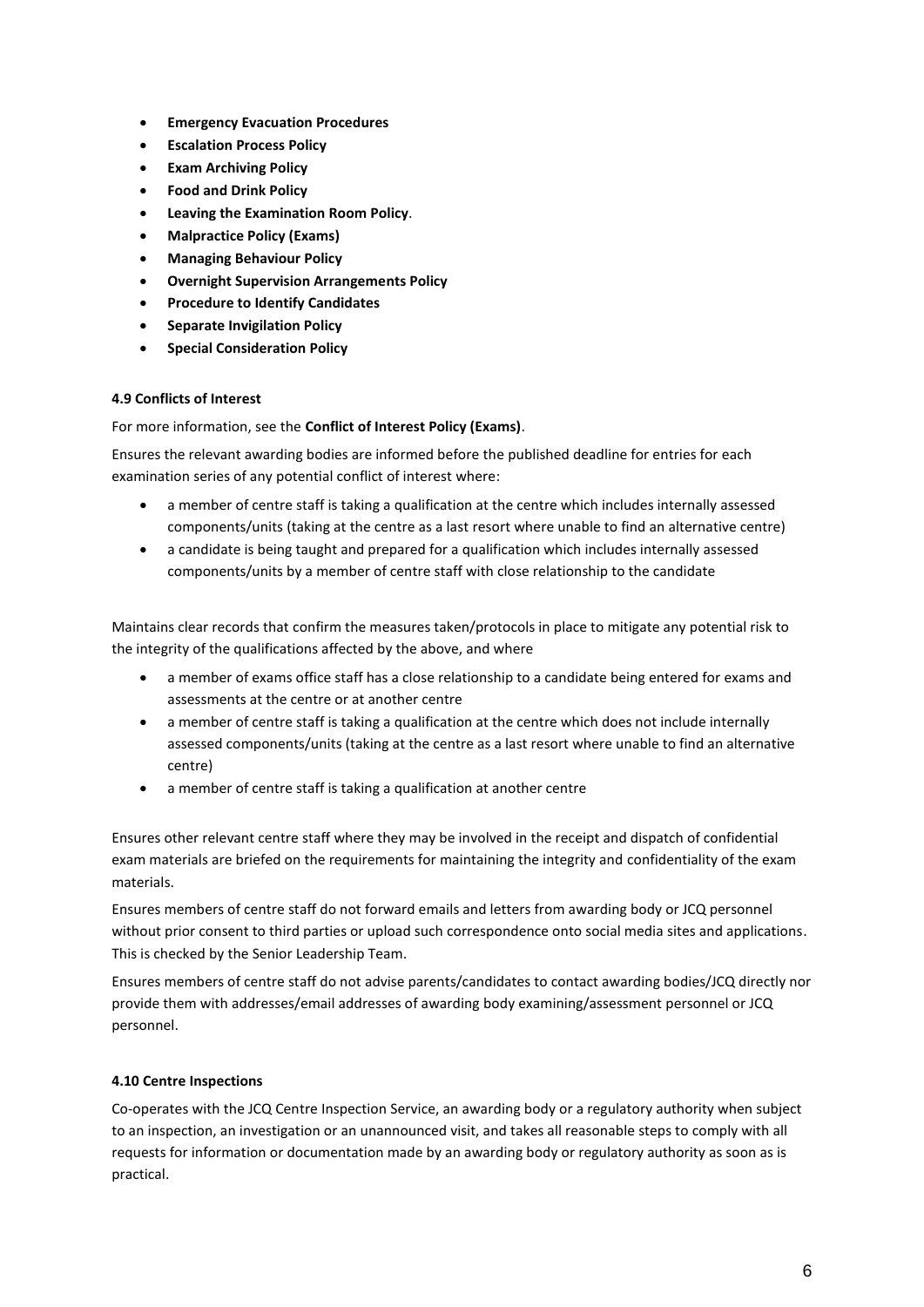- **Emergency Evacuation Procedures**
- **Escalation Process Policy**
- **Exam Archiving Policy**
- **Food and Drink Policy**
- **Leaving the Examination Room Policy**.
- **Malpractice Policy (Exams)**
- **Managing Behaviour Policy**
- **Overnight Supervision Arrangements Policy**
- **Procedure to Identify Candidates**
- **Separate Invigilation Policy**
- **Special Consideration Policy**

#### 4.9 Conflicts of Interest

For more information, see the **Conflict of Interest Policy (Exams)**.

Ensures the relevant awarding bodies are informed before the published deadline for entries for each examination series of any potential conflict of interest where:

- a member of centre staff is taking a qualification at the centre which includes internally assessed components/units (taking at the centre as a last resort where unable to find an alternative centre)
- a candidate is being taught and prepared for a qualification which includes internally assessed components/units by a member of centre staff with close relationship to the candidate

Maintains clear records that confirm the measures taken/protocols in place to mitigate any potential risk to the integrity of the qualifications affected by the above, and where

- a member of exams office staff has a close relationship to a candidate being entered for exams and assessments at the centre or at another centre
- a member of centre staff is taking a qualification at the centre which does not include internally assessed components/units (taking at the centre as a last resort where unable to find an alternative centre)
- a member of centre staff is taking a qualification at another centre

Ensures other relevant centre staff where they may be involved in the receipt and dispatch of confidential exam materials are briefed on the requirements for maintaining the integrity and confidentiality of the exam materials.

Ensures members of centre staff do not forward emails and letters from awarding body or JCQ personnel without prior consent to third parties or upload such correspondence onto social media sites and applications. This is checked by the Senior Leadership Team.

Ensures members of centre staff do not advise parents/candidates to contact awarding bodies/JCQ directly nor provide them with addresses/email addresses of awarding body examining/assessment personnel or JCQ personnel.

#### 4.10 Centre Inspections

Co-operates with the JCQ Centre Inspection Service, an awarding body or a regulatory authority when subject to an inspection, an investigation or an unannounced visit, and takes all reasonable steps to comply with all requests for information or documentation made by an awarding body or regulatory authority as soon as is practical.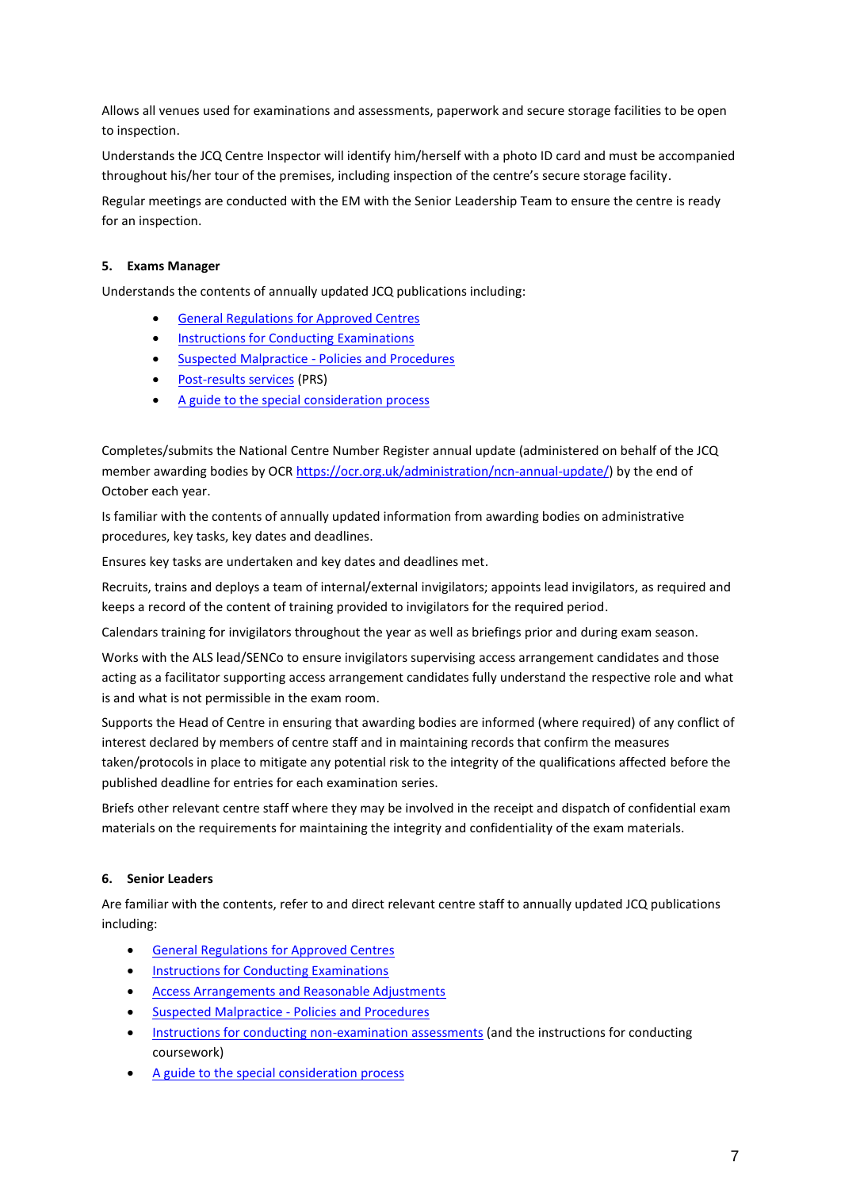Allows all venues used for examinations and assessments, paperwork and secure storage facilities to be open to inspection.

Understands the JCQ Centre Inspector will identify him/herself with a photo ID card and must be accompanied throughout his/her tour of the premises, including inspection of the centre's secure storage facility.

Regular meetings are conducted with the EM with the Senior Leadership Team to ensure the centre is ready for an inspection.

### 5. Exams Manager

Understands the contents of annually updated JCQ publications including:

- General Regulations for Approved Centres
- Instructions for Conducting Examinations
- Suspected Malpractice - Policies and Procedures
- Post-results services (PRS)
- A guide to the special consideration process

Completes/submits the National Centre Number Register annual update (administered on behalf of the JCQ member awarding bodies by OCR https://ocr.org.uk/administration/ncn-annual-update/) by the end of October each year.

Is familiar with the contents of annually updated information from awarding bodies on administrative procedures, key tasks, key dates and deadlines.

Ensures key tasks are undertaken and key dates and deadlines met.

Recruits, trains and deploys a team of internal/external invigilators; appoints lead invigilators, as required and keeps a record of the content of training provided to invigilators for the required period.

Calendars training for invigilators throughout the year as well as briefings prior and during exam season.

Works with the ALS lead/SENCo to ensure invigilators supervising access arrangement candidates and those acting as a facilitator supporting access arrangement candidates fully understand the respective role and what is and what is not permissible in the exam room.

Supports the Head of Centre in ensuring that awarding bodies are informed (where required) of any conflict of interest declared by members of centre staff and in maintaining records that confirm the measures taken/protocols in place to mitigate any potential risk to the integrity of the qualifications affected before the published deadline for entries for each examination series.

Briefs other relevant centre staff where they may be involved in the receipt and dispatch of confidential exam materials on the requirements for maintaining the integrity and confidentiality of the exam materials.

### 6. Senior Leaders

Are familiar with the contents, refer to and direct relevant centre staff to annually updated JCQ publications including:

- General Regulations for Approved Centres
- Instructions for Conducting Examinations
- Access Arrangements and Reasonable Adjustments
- Suspected Malpractice - Policies and Procedures
- Instructions for conducting non-examination assessments (and the instructions for conducting coursework)
- A guide to the special consideration process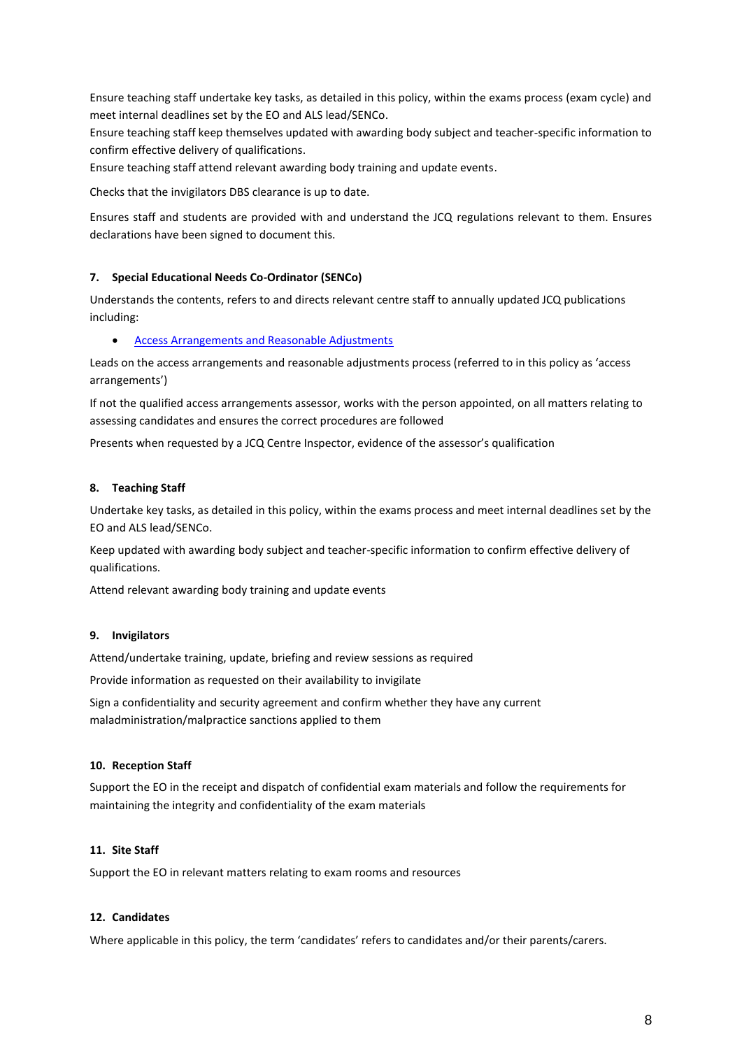Ensure teaching staff undertake key tasks, as detailed in this policy, within the exams process (exam cycle) and meet internal deadlines set by the EO and ALS lead/SENCo.

Ensure teaching staff keep themselves updated with awarding body subject and teacher-specific information to confirm effective delivery of qualifications.

Ensure teaching staff attend relevant awarding body training and update events.

Checks that the invigilators DBS clearance is up to date.

Ensures staff and students are provided with and understand the JCQ regulations relevant to them. Ensures declarations have been signed to document this.

### 7. Special Educational Needs Co-Ordinator (SENCo)

Understands the contents, refers to and directs relevant centre staff to annually updated JCQ publications including:

- Access Arrangements and Reasonable Adjustments

Leads on the access arrangements and reasonable adjustments process (referred to in this policy as 'access arrangements')

If not the qualified access arrangements assessor, works with the person appointed, on all matters relating to assessing candidates and ensures the correct procedures are followed

Presents when requested by a JCQ Centre Inspector, evidence of the assessor's qualification

### 8. Teaching Staff

Undertake key tasks, as detailed in this policy, within the exams process and meet internal deadlines set by the EO and ALS lead/SENCo.

Keep updated with awarding body subject and teacher-specific information to confirm effective delivery of qualifications.

Attend relevant awarding body training and update events

### 9. Invigilators

Attend/undertake training, update, briefing and review sessions as required

Provide information as requested on their availability to invigilate

Sign a confidentiality and security agreement and confirm whether they have any current maladministration/malpractice sanctions applied to them

### 10. Reception Staff

Support the EO in the receipt and dispatch of confidential exam materials and follow the requirements for maintaining the integrity and confidentiality of the exam materials

### 11. Site Staff

Support the EO in relevant matters relating to exam rooms and resources

### 12. Candidates

Where applicable in this policy, the term 'candidates' refers to candidates and/or their parents/carers.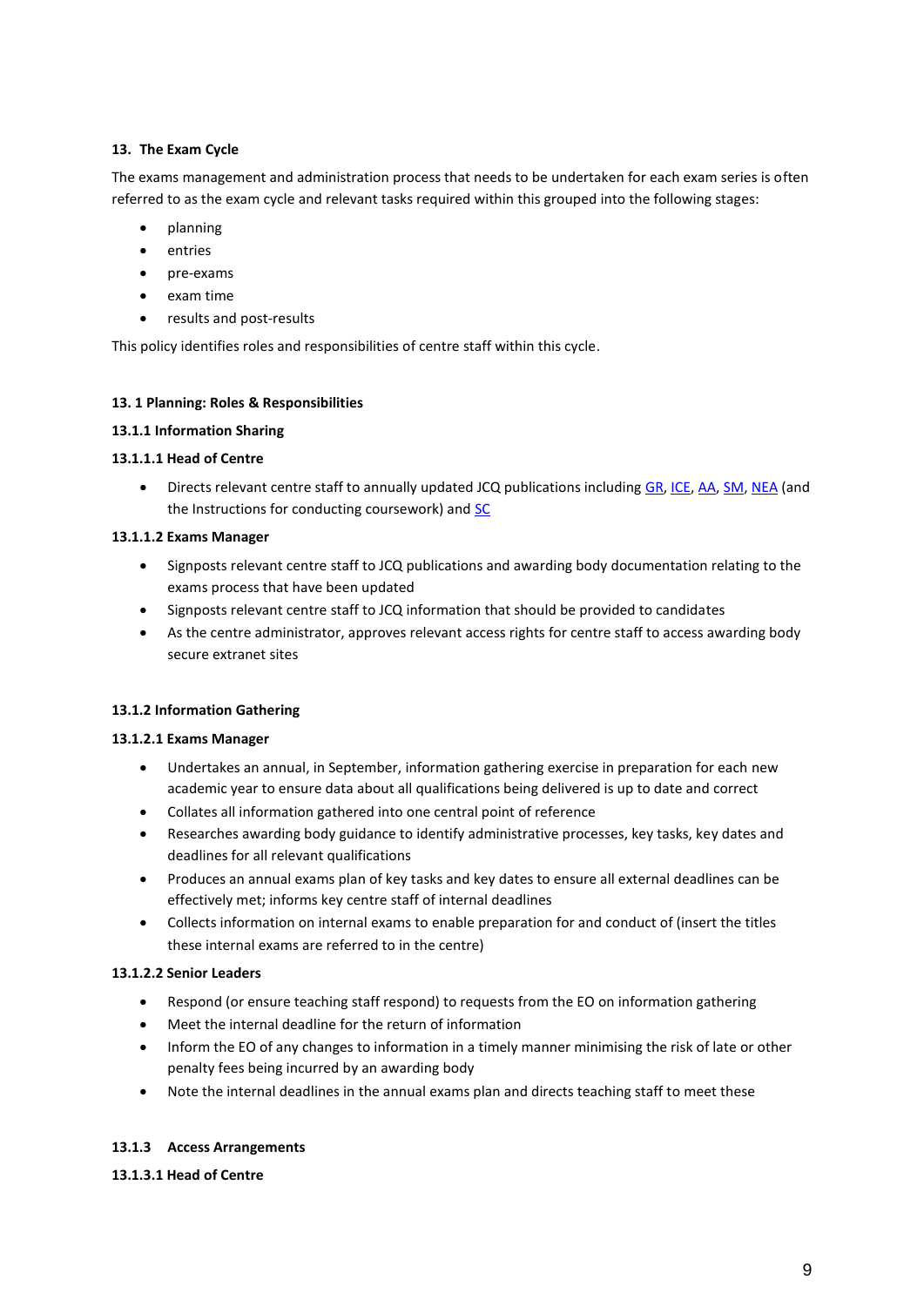**13. The Exam Cycle**

The exams management and administration process that needs to be undertaken for each exam series is often referred to as the exam cycle and relevant tasks required within this grouped into the following stages:

- planning
- entries
- pre-exams
- exam time
- results and post-results

This policy identifies roles and responsibilities of centre staff within this cycle.

**13. 1 Planning: Roles & Responsibilities**

**13.1.1 Information Sharing**

**13.1.1.1 Head of Centre**

- Directs relevant centre staff to annually updated JCQ publications including GR, ICE, AA, SM, NEA (and the Instructions for conducting coursework) and SC

**13.1.1.2 Exams Manager**

- Signposts relevant centre staff to JCQ publications and awarding body documentation relating to the exams process that have been updated
- Signposts relevant centre staff to JCQ information that should be provided to candidates
- As the centre administrator, approves relevant access rights for centre staff to access awarding body secure extranet sites

**13.1.2 Information Gathering**

**13.1.2.1 Exams Manager**

- Undertakes an annual, in September, information gathering exercise in preparation for each new academic year to ensure data about all qualifications being delivered is up to date and correct
- Collates all information gathered into one central point of reference
- Researches awarding body guidance to identify administrative processes, key tasks, key dates and deadlines for all relevant qualifications
- Produces an annual exams plan of key tasks and key dates to ensure all external deadlines can be effectively met; informs key centre staff of internal deadlines
- Collects information on internal exams to enable preparation for and conduct of (insert the titles these internal exams are referred to in the centre)

**13.1.2.2 Senior Leaders**

- Respond (or ensure teaching staff respond) to requests from the EO on information gathering
- Meet the internal deadline for the return of information
- Inform the EO of any changes to information in a timely manner minimising the risk of late or other penalty fees being incurred by an awarding body
- Note the internal deadlines in the annual exams plan and directs teaching staff to meet these

**13.1.3 Access Arrangements**

**13.1.3.1 Head of Centre**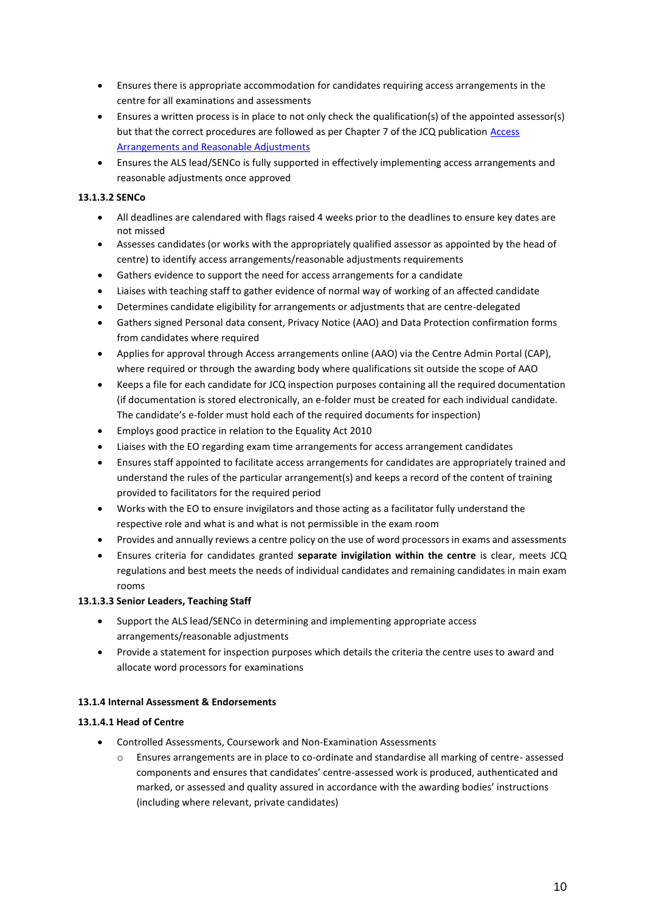- Ensures there is appropriate accommodation for candidates requiring access arrangements in the centre for all examinations and assessments
- Ensures a written process is in place to not only check the qualification(s) of the appointed assessor(s) but that the correct procedures are followed as per Chapter 7 of the JCQ publication [Access Arrangements and Reasonable Adjustments]()
- Ensures the ALS lead/SENCo is fully supported in effectively implementing access arrangements and reasonable adjustments once approved

**13.1.3.2 SENCo**

- All deadlines are calendared with flags raised 4 weeks prior to the deadlines to ensure key dates are not missed
- Assesses candidates (or works with the appropriately qualified assessor as appointed by the head of centre) to identify access arrangements/reasonable adjustments requirements
- Gathers evidence to support the need for access arrangements for a candidate
- Liaises with teaching staff to gather evidence of normal way of working of an affected candidate
- Determines candidate eligibility for arrangements or adjustments that are centre-delegated
- Gathers signed Personal data consent, Privacy Notice (AAO) and Data Protection confirmation forms from candidates where required
- Applies for approval through Access arrangements online (AAO) via the Centre Admin Portal (CAP), where required or through the awarding body where qualifications sit outside the scope of AAO
- Keeps a file for each candidate for JCQ inspection purposes containing all the required documentation (if documentation is stored electronically, an e-folder must be created for each individual candidate. The candidate's e-folder must hold each of the required documents for inspection)
- Employs good practice in relation to the Equality Act 2010
- Liaises with the EO regarding exam time arrangements for access arrangement candidates
- Ensures staff appointed to facilitate access arrangements for candidates are appropriately trained and understand the rules of the particular arrangement(s) and keeps a record of the content of training provided to facilitators for the required period
- Works with the EO to ensure invigilators and those acting as a facilitator fully understand the respective role and what is and what is not permissible in the exam room
- Provides and annually reviews a centre policy on the use of word processors in exams and assessments
- Ensures criteria for candidates granted **separate invigilation within the centre** is clear, meets JCQ regulations and best meets the needs of individual candidates and remaining candidates in main exam rooms

**13.1.3.3 Senior Leaders, Teaching Staff**

- Support the ALS lead/SENCo in determining and implementing appropriate access arrangements/reasonable adjustments
- Provide a statement for inspection purposes which details the criteria the centre uses to award and allocate word processors for examinations

**13.1.4 Internal Assessment & Endorsements**

**13.1.4.1 Head of Centre**

- Controlled Assessments, Coursework and Non-Examination Assessments
  - Ensures arrangements are in place to co-ordinate and standardise all marking of centre- assessed components and ensures that candidates' centre-assessed work is produced, authenticated and marked, or assessed and quality assured in accordance with the awarding bodies' instructions (including where relevant, private candidates)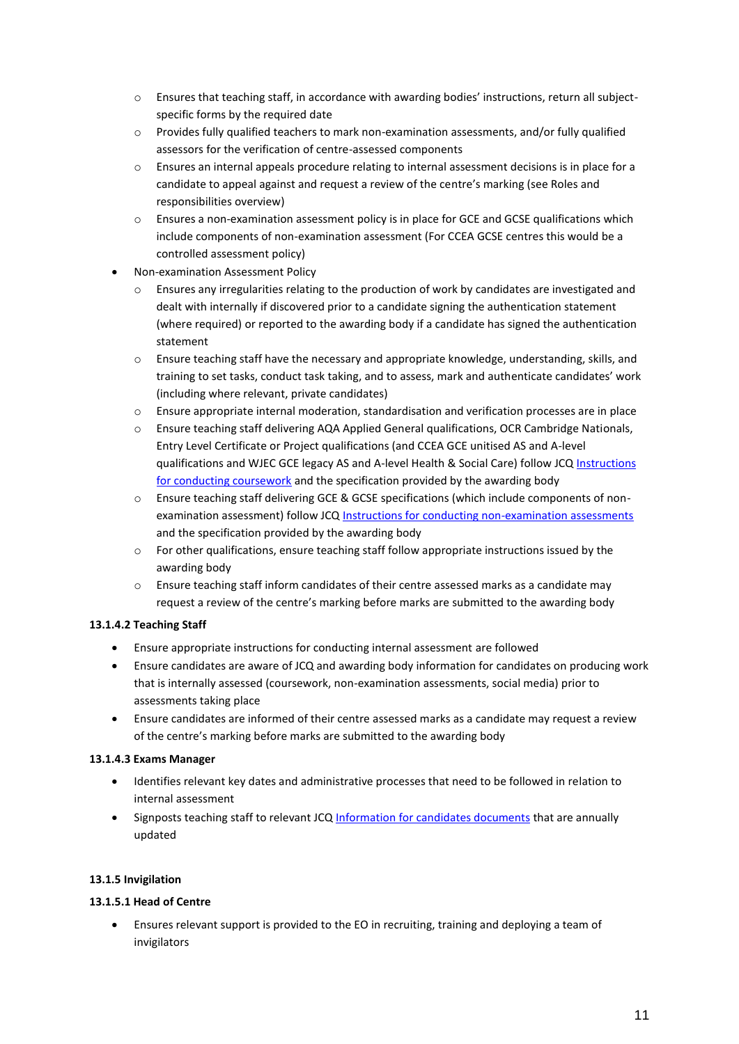- Ensures that teaching staff, in accordance with awarding bodies' instructions, return all subject-specific forms by the required date
    - Provides fully qualified teachers to mark non-examination assessments, and/or fully qualified assessors for the verification of centre-assessed components
    - Ensures an internal appeals procedure relating to internal assessment decisions is in place for a candidate to appeal against and request a review of the centre's marking (see Roles and responsibilities overview)
    - Ensures a non-examination assessment policy is in place for GCE and GCSE qualifications which include components of non-examination assessment (For CCEA GCSE centres this would be a controlled assessment policy)
- Non-examination Assessment Policy
    - Ensures any irregularities relating to the production of work by candidates are investigated and dealt with internally if discovered prior to a candidate signing the authentication statement (where required) or reported to the awarding body if a candidate has signed the authentication statement
    - Ensure teaching staff have the necessary and appropriate knowledge, understanding, skills, and training to set tasks, conduct task taking, and to assess, mark and authenticate candidates' work (including where relevant, private candidates)
    - Ensure appropriate internal moderation, standardisation and verification processes are in place
    - Ensure teaching staff delivering AQA Applied General qualifications, OCR Cambridge Nationals, Entry Level Certificate or Project qualifications (and CCEA GCE unitised AS and A-level qualifications and WJEC GCE legacy AS and A-level Health & Social Care) follow JCQ Instructions for conducting coursework and the specification provided by the awarding body
    - Ensure teaching staff delivering GCE & GCSE specifications (which include components of non-examination assessment) follow JCQ Instructions for conducting non-examination assessments and the specification provided by the awarding body
    - For other qualifications, ensure teaching staff follow appropriate instructions issued by the awarding body
    - Ensure teaching staff inform candidates of their centre assessed marks as a candidate may request a review of the centre's marking before marks are submitted to the awarding body

**13.1.4.2 Teaching Staff**

- Ensure appropriate instructions for conducting internal assessment are followed
- Ensure candidates are aware of JCQ and awarding body information for candidates on producing work that is internally assessed (coursework, non-examination assessments, social media) prior to assessments taking place
- Ensure candidates are informed of their centre assessed marks as a candidate may request a review of the centre's marking before marks are submitted to the awarding body

**13.1.4.3 Exams Manager**

- Identifies relevant key dates and administrative processes that need to be followed in relation to internal assessment
- Signposts teaching staff to relevant JCQ Information for candidates documents that are annually updated

**13.1.5 Invigilation**

**13.1.5.1 Head of Centre**

- Ensures relevant support is provided to the EO in recruiting, training and deploying a team of invigilators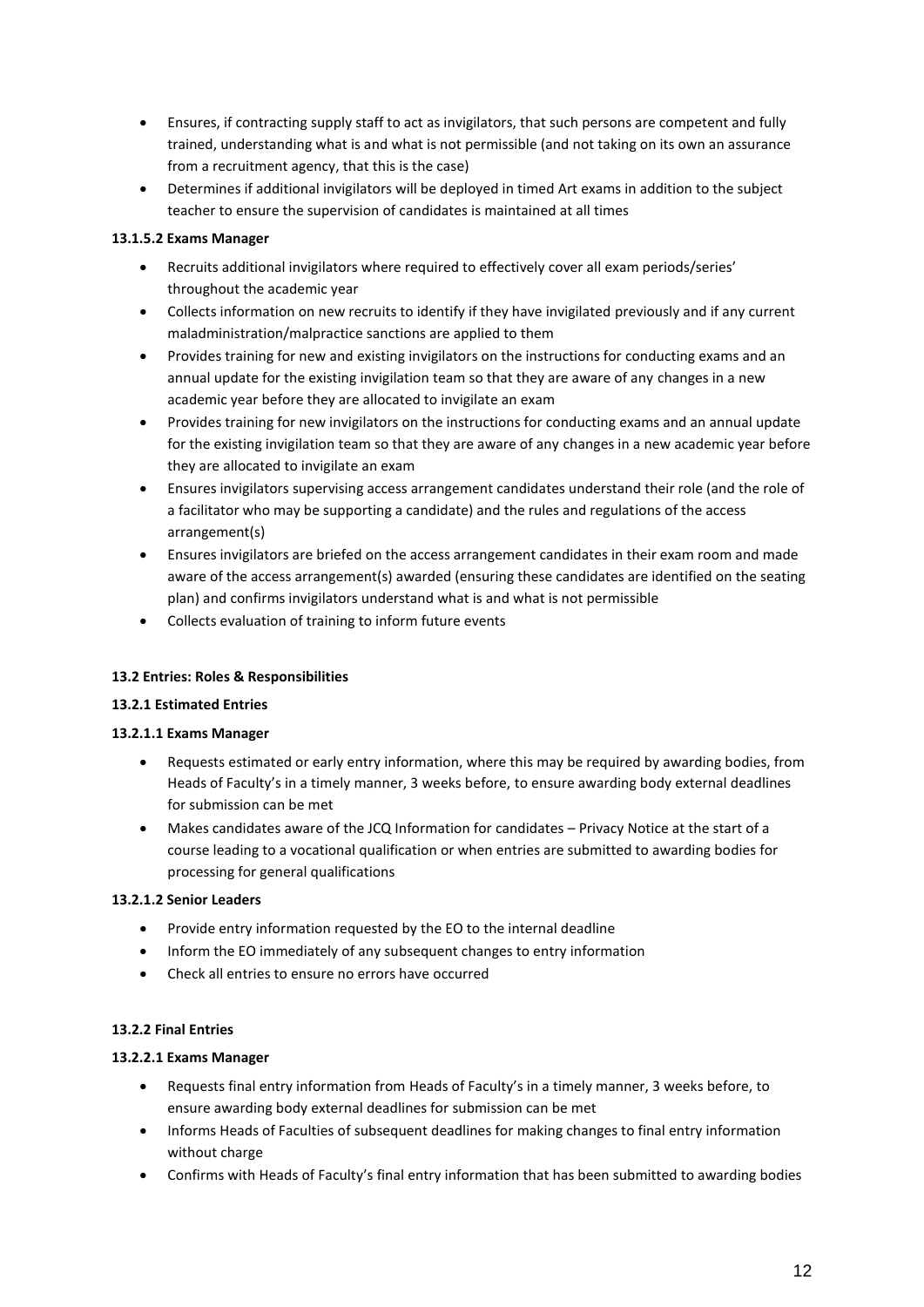- Ensures, if contracting supply staff to act as invigilators, that such persons are competent and fully trained, understanding what is and what is not permissible (and not taking on its own an assurance from a recruitment agency, that this is the case)
- Determines if additional invigilators will be deployed in timed Art exams in addition to the subject teacher to ensure the supervision of candidates is maintained at all times

**13.1.5.2 Exams Manager**

- Recruits additional invigilators where required to effectively cover all exam periods/series' throughout the academic year
- Collects information on new recruits to identify if they have invigilated previously and if any current maladministration/malpractice sanctions are applied to them
- Provides training for new and existing invigilators on the instructions for conducting exams and an annual update for the existing invigilation team so that they are aware of any changes in a new academic year before they are allocated to invigilate an exam
- Provides training for new invigilators on the instructions for conducting exams and an annual update for the existing invigilation team so that they are aware of any changes in a new academic year before they are allocated to invigilate an exam
- Ensures invigilators supervising access arrangement candidates understand their role (and the role of a facilitator who may be supporting a candidate) and the rules and regulations of the access arrangement(s)
- Ensures invigilators are briefed on the access arrangement candidates in their exam room and made aware of the access arrangement(s) awarded (ensuring these candidates are identified on the seating plan) and confirms invigilators understand what is and what is not permissible
- Collects evaluation of training to inform future events

**13.2 Entries: Roles & Responsibilities**

**13.2.1 Estimated Entries**

**13.2.1.1 Exams Manager**

- Requests estimated or early entry information, where this may be required by awarding bodies, from Heads of Faculty's in a timely manner, 3 weeks before, to ensure awarding body external deadlines for submission can be met
- Makes candidates aware of the JCQ Information for candidates – Privacy Notice at the start of a course leading to a vocational qualification or when entries are submitted to awarding bodies for processing for general qualifications

**13.2.1.2 Senior Leaders**

- Provide entry information requested by the EO to the internal deadline
- Inform the EO immediately of any subsequent changes to entry information
- Check all entries to ensure no errors have occurred

**13.2.2 Final Entries**

**13.2.2.1 Exams Manager**

- Requests final entry information from Heads of Faculty's in a timely manner, 3 weeks before, to ensure awarding body external deadlines for submission can be met
- Informs Heads of Faculties of subsequent deadlines for making changes to final entry information without charge
- Confirms with Heads of Faculty's final entry information that has been submitted to awarding bodies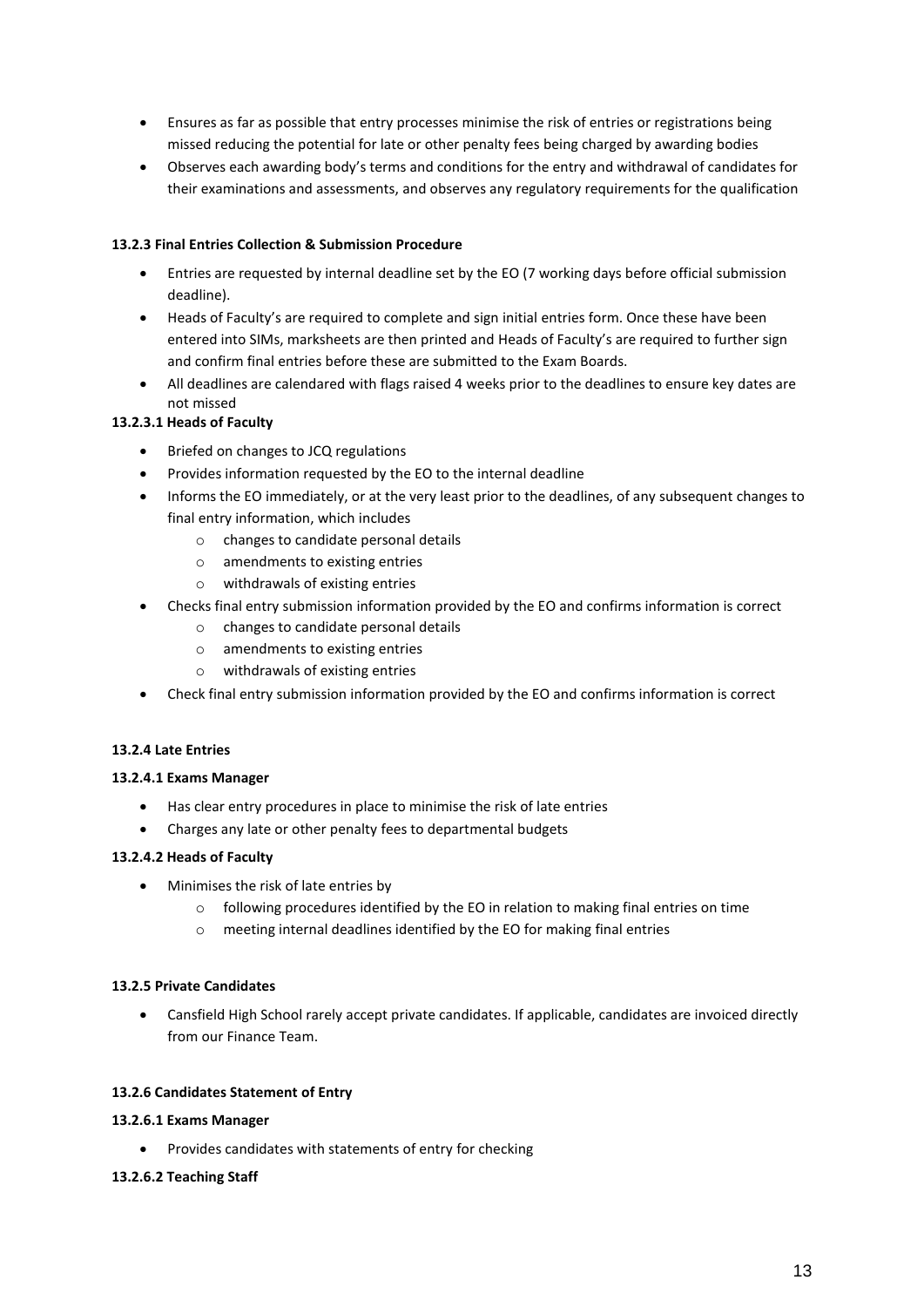- Ensures as far as possible that entry processes minimise the risk of entries or registrations being missed reducing the potential for late or other penalty fees being charged by awarding bodies
- Observes each awarding body's terms and conditions for the entry and withdrawal of candidates for their examinations and assessments, and observes any regulatory requirements for the qualification

#### 13.2.3 Final Entries Collection & Submission Procedure

- Entries are requested by internal deadline set by the EO (7 working days before official submission deadline).
- Heads of Faculty's are required to complete and sign initial entries form. Once these have been entered into SIMs, marksheets are then printed and Heads of Faculty's are required to further sign and confirm final entries before these are submitted to the Exam Boards.
- All deadlines are calendared with flags raised 4 weeks prior to the deadlines to ensure key dates are not missed

#### 13.2.3.1 Heads of Faculty

- Briefed on changes to JCQ regulations
- Provides information requested by the EO to the internal deadline
- Informs the EO immediately, or at the very least prior to the deadlines, of any subsequent changes to final entry information, which includes
  - changes to candidate personal details
  - amendments to existing entries
  - withdrawals of existing entries
- Checks final entry submission information provided by the EO and confirms information is correct
  - changes to candidate personal details
  - amendments to existing entries
  - withdrawals of existing entries
- Check final entry submission information provided by the EO and confirms information is correct

#### 13.2.4 Late Entries

#### 13.2.4.1 Exams Manager

- Has clear entry procedures in place to minimise the risk of late entries
- Charges any late or other penalty fees to departmental budgets

#### 13.2.4.2 Heads of Faculty

- Minimises the risk of late entries by
  - following procedures identified by the EO in relation to making final entries on time
  - meeting internal deadlines identified by the EO for making final entries

#### 13.2.5 Private Candidates

- Cansfield High School rarely accept private candidates. If applicable, candidates are invoiced directly from our Finance Team.

#### 13.2.6 Candidates Statement of Entry

#### 13.2.6.1 Exams Manager

- Provides candidates with statements of entry for checking

#### 13.2.6.2 Teaching Staff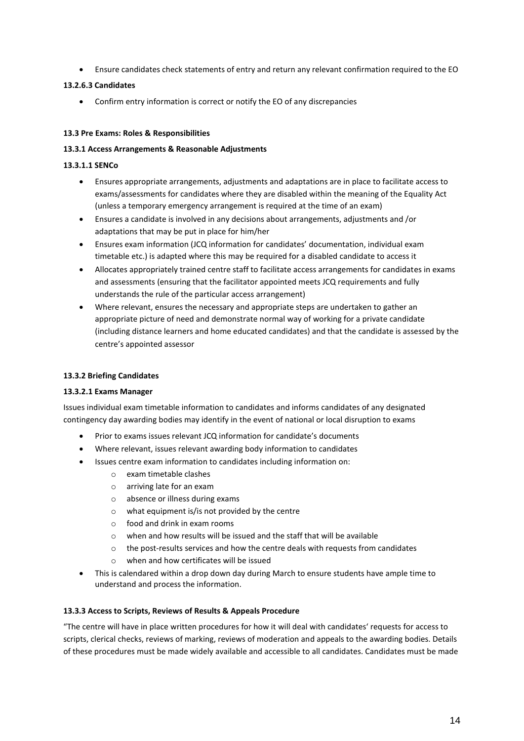- Ensure candidates check statements of entry and return any relevant confirmation required to the EO

**13.2.6.3 Candidates**

- Confirm entry information is correct or notify the EO of any discrepancies

**13.3 Pre Exams: Roles & Responsibilities**

**13.3.1 Access Arrangements & Reasonable Adjustments**

**13.3.1.1 SENCo**

- Ensures appropriate arrangements, adjustments and adaptations are in place to facilitate access to exams/assessments for candidates where they are disabled within the meaning of the Equality Act (unless a temporary emergency arrangement is required at the time of an exam)
- Ensures a candidate is involved in any decisions about arrangements, adjustments and /or adaptations that may be put in place for him/her
- Ensures exam information (JCQ information for candidates' documentation, individual exam timetable etc.) is adapted where this may be required for a disabled candidate to access it
- Allocates appropriately trained centre staff to facilitate access arrangements for candidates in exams and assessments (ensuring that the facilitator appointed meets JCQ requirements and fully understands the rule of the particular access arrangement)
- Where relevant, ensures the necessary and appropriate steps are undertaken to gather an appropriate picture of need and demonstrate normal way of working for a private candidate (including distance learners and home educated candidates) and that the candidate is assessed by the centre's appointed assessor

**13.3.2 Briefing Candidates**

**13.3.2.1 Exams Manager**

Issues individual exam timetable information to candidates and informs candidates of any designated contingency day awarding bodies may identify in the event of national or local disruption to exams

- Prior to exams issues relevant JCQ information for candidate's documents
- Where relevant, issues relevant awarding body information to candidates
- Issues centre exam information to candidates including information on:
  - exam timetable clashes
  - arriving late for an exam
  - absence or illness during exams
  - what equipment is/is not provided by the centre
  - food and drink in exam rooms
  - when and how results will be issued and the staff that will be available
  - the post-results services and how the centre deals with requests from candidates
  - when and how certificates will be issued
- This is calendared within a drop down day during March to ensure students have ample time to understand and process the information.

**13.3.3 Access to Scripts, Reviews of Results & Appeals Procedure**

"The centre will have in place written procedures for how it will deal with candidates' requests for access to scripts, clerical checks, reviews of marking, reviews of moderation and appeals to the awarding bodies. Details of these procedures must be made widely available and accessible to all candidates. Candidates must be made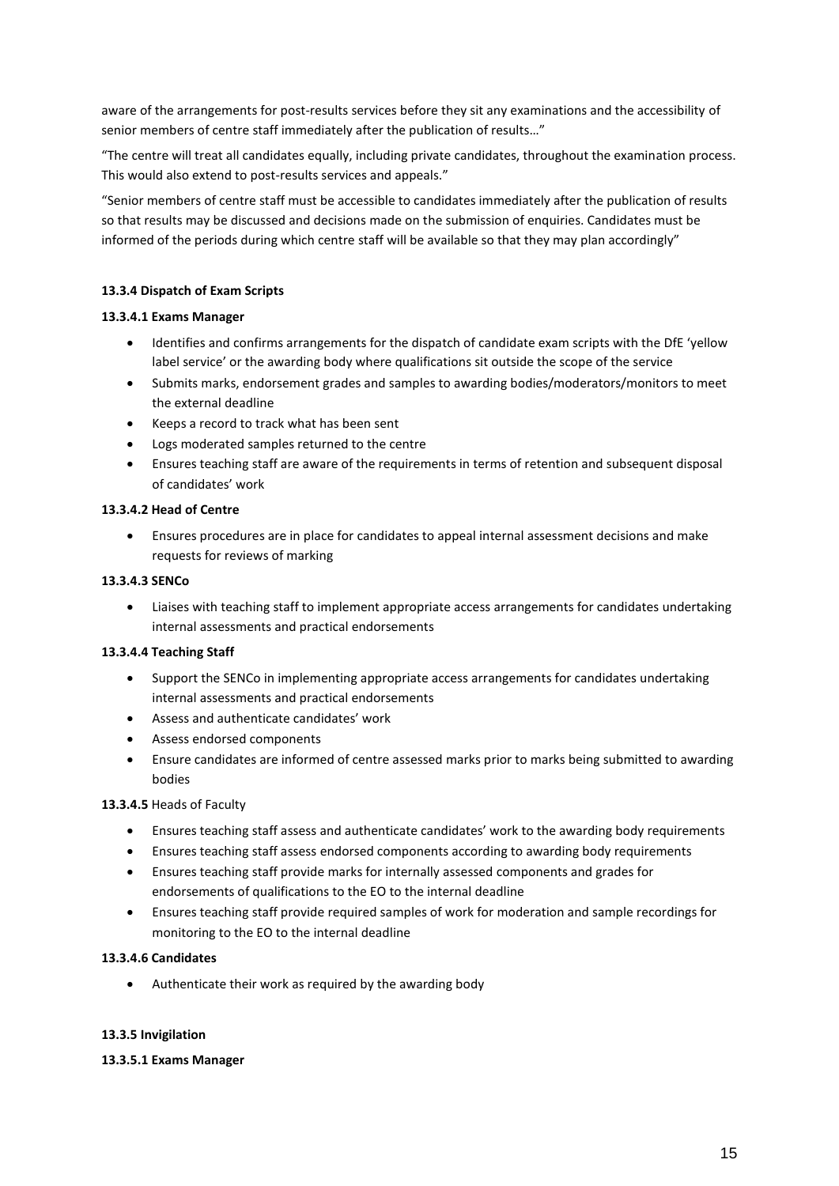aware of the arrangements for post-results services before they sit any examinations and the accessibility of senior members of centre staff immediately after the publication of results…"

"The centre will treat all candidates equally, including private candidates, throughout the examination process. This would also extend to post-results services and appeals."

"Senior members of centre staff must be accessible to candidates immediately after the publication of results so that results may be discussed and decisions made on the submission of enquiries. Candidates must be informed of the periods during which centre staff will be available so that they may plan accordingly"

**13.3.4 Dispatch of Exam Scripts**

**13.3.4.1 Exams Manager**

- Identifies and confirms arrangements for the dispatch of candidate exam scripts with the DfE 'yellow label service' or the awarding body where qualifications sit outside the scope of the service
- Submits marks, endorsement grades and samples to awarding bodies/moderators/monitors to meet the external deadline
- Keeps a record to track what has been sent
- Logs moderated samples returned to the centre
- Ensures teaching staff are aware of the requirements in terms of retention and subsequent disposal of candidates' work

**13.3.4.2 Head of Centre**

- Ensures procedures are in place for candidates to appeal internal assessment decisions and make requests for reviews of marking

**13.3.4.3 SENCo**

- Liaises with teaching staff to implement appropriate access arrangements for candidates undertaking internal assessments and practical endorsements

**13.3.4.4 Teaching Staff**

- Support the SENCo in implementing appropriate access arrangements for candidates undertaking internal assessments and practical endorsements
- Assess and authenticate candidates' work
- Assess endorsed components
- Ensure candidates are informed of centre assessed marks prior to marks being submitted to awarding bodies

**13.3.4.5** Heads of Faculty

- Ensures teaching staff assess and authenticate candidates' work to the awarding body requirements
- Ensures teaching staff assess endorsed components according to awarding body requirements
- Ensures teaching staff provide marks for internally assessed components and grades for endorsements of qualifications to the EO to the internal deadline
- Ensures teaching staff provide required samples of work for moderation and sample recordings for monitoring to the EO to the internal deadline

**13.3.4.6 Candidates**

- Authenticate their work as required by the awarding body

**13.3.5 Invigilation**

**13.3.5.1 Exams Manager**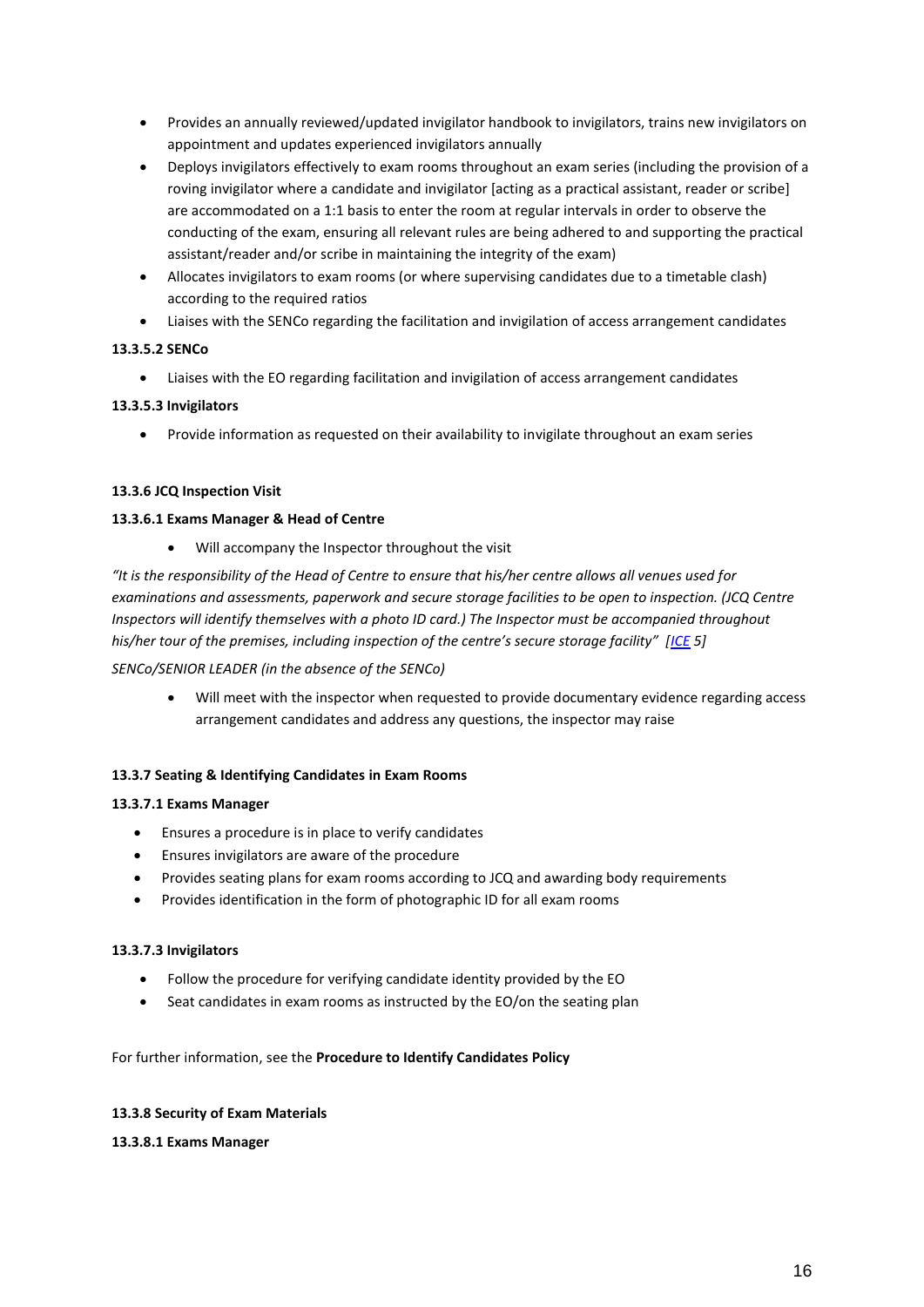- Provides an annually reviewed/updated invigilator handbook to invigilators, trains new invigilators on appointment and updates experienced invigilators annually
- Deploys invigilators effectively to exam rooms throughout an exam series (including the provision of a roving invigilator where a candidate and invigilator [acting as a practical assistant, reader or scribe] are accommodated on a 1:1 basis to enter the room at regular intervals in order to observe the conducting of the exam, ensuring all relevant rules are being adhered to and supporting the practical assistant/reader and/or scribe in maintaining the integrity of the exam)
- Allocates invigilators to exam rooms (or where supervising candidates due to a timetable clash) according to the required ratios
- Liaises with the SENCo regarding the facilitation and invigilation of access arrangement candidates

**13.3.5.2 SENCo**

- Liaises with the EO regarding facilitation and invigilation of access arrangement candidates

**13.3.5.3 Invigilators**

- Provide information as requested on their availability to invigilate throughout an exam series

**13.3.6 JCQ Inspection Visit**

**13.3.6.1 Exams Manager & Head of Centre**

- Will accompany the Inspector throughout the visit

*"It is the responsibility of the Head of Centre to ensure that his/her centre allows all venues used for examinations and assessments, paperwork and secure storage facilities to be open to inspection. (JCQ Centre Inspectors will identify themselves with a photo ID card.) The Inspector must be accompanied throughout his/her tour of the premises, including inspection of the centre's secure storage facility" [ICE 5]*

*SENCo/SENIOR LEADER (in the absence of the SENCo)*

- Will meet with the inspector when requested to provide documentary evidence regarding access arrangement candidates and address any questions, the inspector may raise

**13.3.7 Seating & Identifying Candidates in Exam Rooms**

**13.3.7.1 Exams Manager**

- Ensures a procedure is in place to verify candidates
- Ensures invigilators are aware of the procedure
- Provides seating plans for exam rooms according to JCQ and awarding body requirements
- Provides identification in the form of photographic ID for all exam rooms

**13.3.7.3 Invigilators**

- Follow the procedure for verifying candidate identity provided by the EO
- Seat candidates in exam rooms as instructed by the EO/on the seating plan

For further information, see the **Procedure to Identify Candidates Policy**

**13.3.8 Security of Exam Materials**

**13.3.8.1 Exams Manager**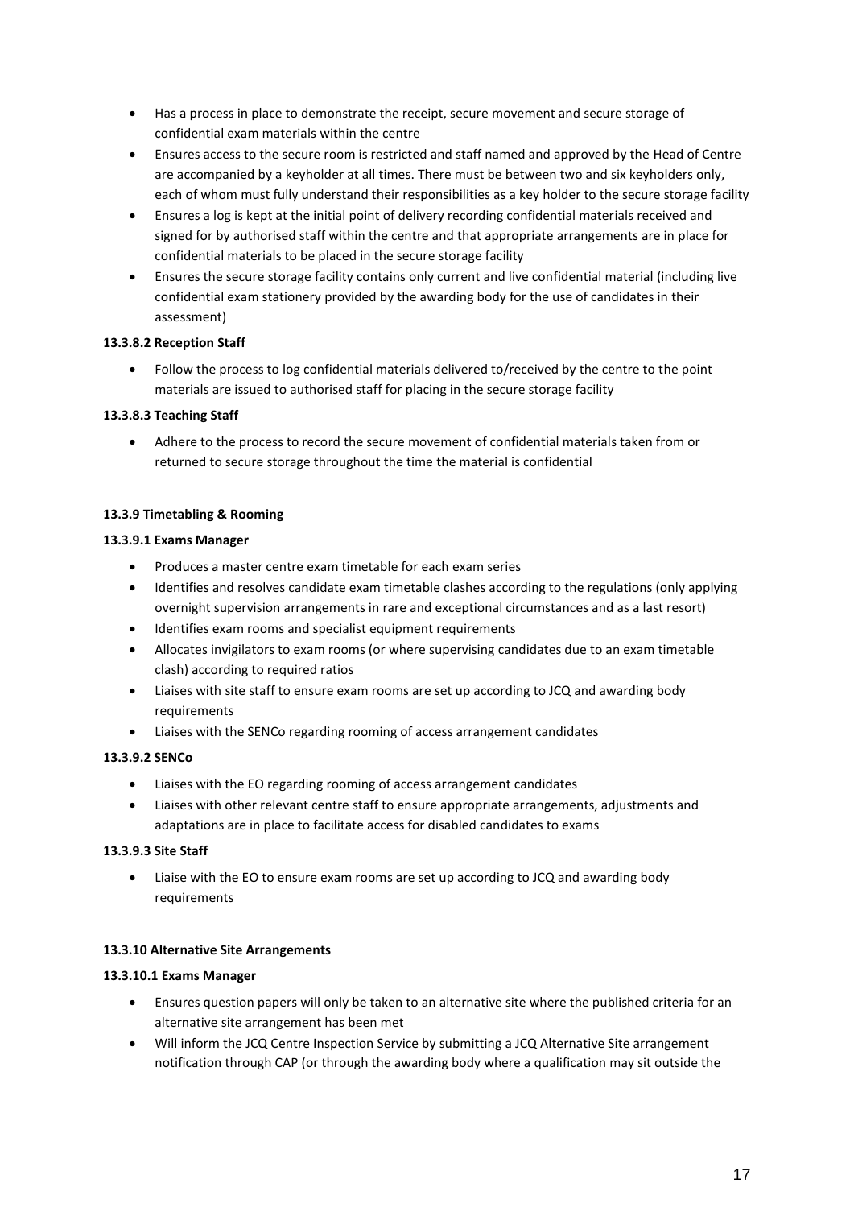- Has a process in place to demonstrate the receipt, secure movement and secure storage of confidential exam materials within the centre
- Ensures access to the secure room is restricted and staff named and approved by the Head of Centre are accompanied by a keyholder at all times. There must be between two and six keyholders only, each of whom must fully understand their responsibilities as a key holder to the secure storage facility
- Ensures a log is kept at the initial point of delivery recording confidential materials received and signed for by authorised staff within the centre and that appropriate arrangements are in place for confidential materials to be placed in the secure storage facility
- Ensures the secure storage facility contains only current and live confidential material (including live confidential exam stationery provided by the awarding body for the use of candidates in their assessment)

**13.3.8.2 Reception Staff**

- Follow the process to log confidential materials delivered to/received by the centre to the point materials are issued to authorised staff for placing in the secure storage facility

**13.3.8.3 Teaching Staff**

- Adhere to the process to record the secure movement of confidential materials taken from or returned to secure storage throughout the time the material is confidential

**13.3.9 Timetabling & Rooming**

**13.3.9.1 Exams Manager**

- Produces a master centre exam timetable for each exam series
- Identifies and resolves candidate exam timetable clashes according to the regulations (only applying overnight supervision arrangements in rare and exceptional circumstances and as a last resort)
- Identifies exam rooms and specialist equipment requirements
- Allocates invigilators to exam rooms (or where supervising candidates due to an exam timetable clash) according to required ratios
- Liaises with site staff to ensure exam rooms are set up according to JCQ and awarding body requirements
- Liaises with the SENCo regarding rooming of access arrangement candidates

**13.3.9.2 SENCo**

- Liaises with the EO regarding rooming of access arrangement candidates
- Liaises with other relevant centre staff to ensure appropriate arrangements, adjustments and adaptations are in place to facilitate access for disabled candidates to exams

**13.3.9.3 Site Staff**

- Liaise with the EO to ensure exam rooms are set up according to JCQ and awarding body requirements

**13.3.10 Alternative Site Arrangements**

**13.3.10.1 Exams Manager**

- Ensures question papers will only be taken to an alternative site where the published criteria for an alternative site arrangement has been met
- Will inform the JCQ Centre Inspection Service by submitting a JCQ Alternative Site arrangement notification through CAP (or through the awarding body where a qualification may sit outside the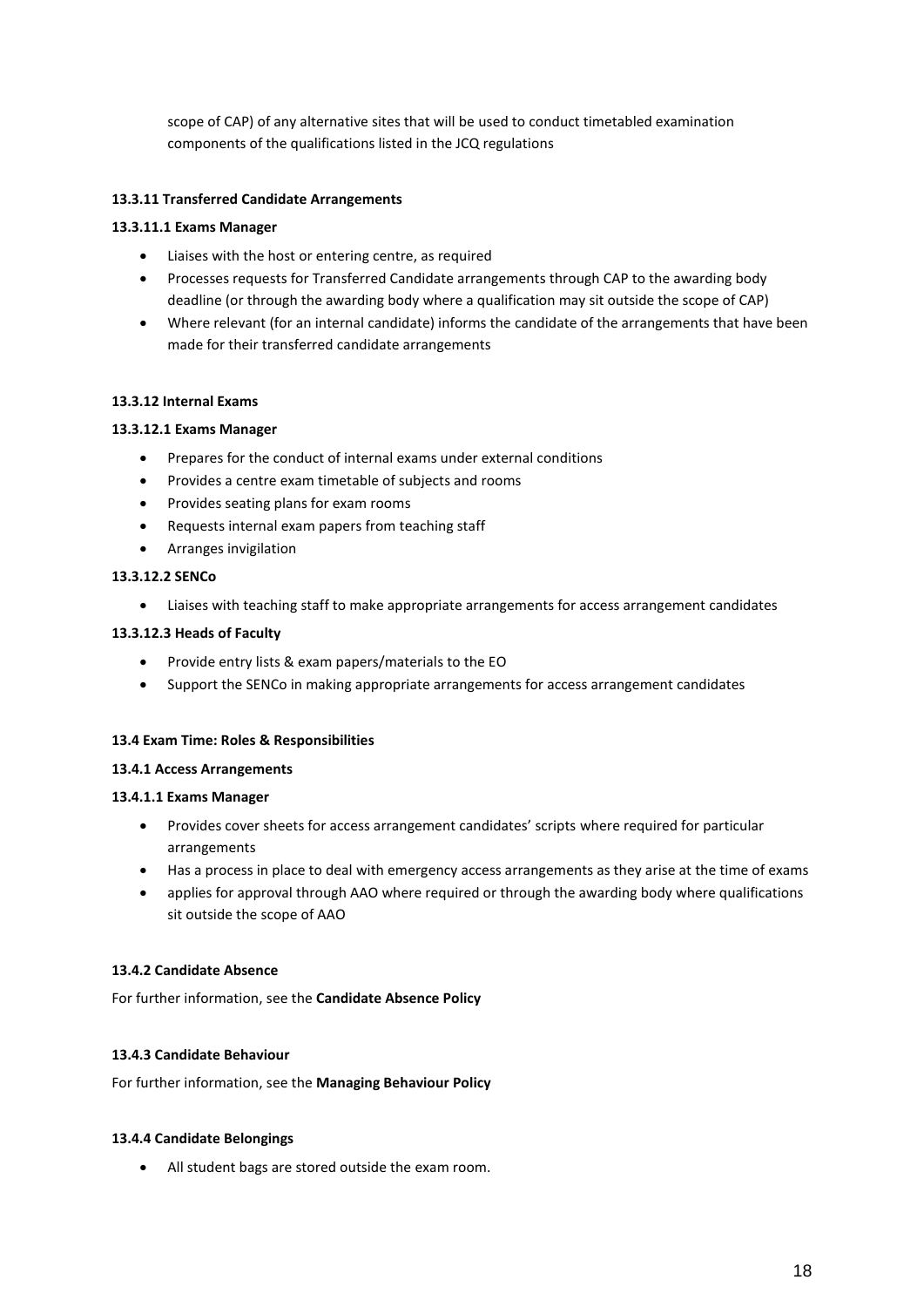scope of CAP) of any alternative sites that will be used to conduct timetabled examination components of the qualifications listed in the JCQ regulations

**13.3.11 Transferred Candidate Arrangements**

**13.3.11.1 Exams Manager**

- Liaises with the host or entering centre, as required
- Processes requests for Transferred Candidate arrangements through CAP to the awarding body deadline (or through the awarding body where a qualification may sit outside the scope of CAP)
- Where relevant (for an internal candidate) informs the candidate of the arrangements that have been made for their transferred candidate arrangements

**13.3.12 Internal Exams**

**13.3.12.1 Exams Manager**

- Prepares for the conduct of internal exams under external conditions
- Provides a centre exam timetable of subjects and rooms
- Provides seating plans for exam rooms
- Requests internal exam papers from teaching staff
- Arranges invigilation

**13.3.12.2 SENCo**

- Liaises with teaching staff to make appropriate arrangements for access arrangement candidates

**13.3.12.3 Heads of Faculty**

- Provide entry lists & exam papers/materials to the EO
- Support the SENCo in making appropriate arrangements for access arrangement candidates

**13.4 Exam Time: Roles & Responsibilities**

**13.4.1 Access Arrangements**

**13.4.1.1 Exams Manager**

- Provides cover sheets for access arrangement candidates' scripts where required for particular arrangements
- Has a process in place to deal with emergency access arrangements as they arise at the time of exams
- applies for approval through AAO where required or through the awarding body where qualifications sit outside the scope of AAO

**13.4.2 Candidate Absence**

For further information, see the **Candidate Absence Policy**

**13.4.3 Candidate Behaviour**

For further information, see the **Managing Behaviour Policy**

**13.4.4 Candidate Belongings**

- All student bags are stored outside the exam room.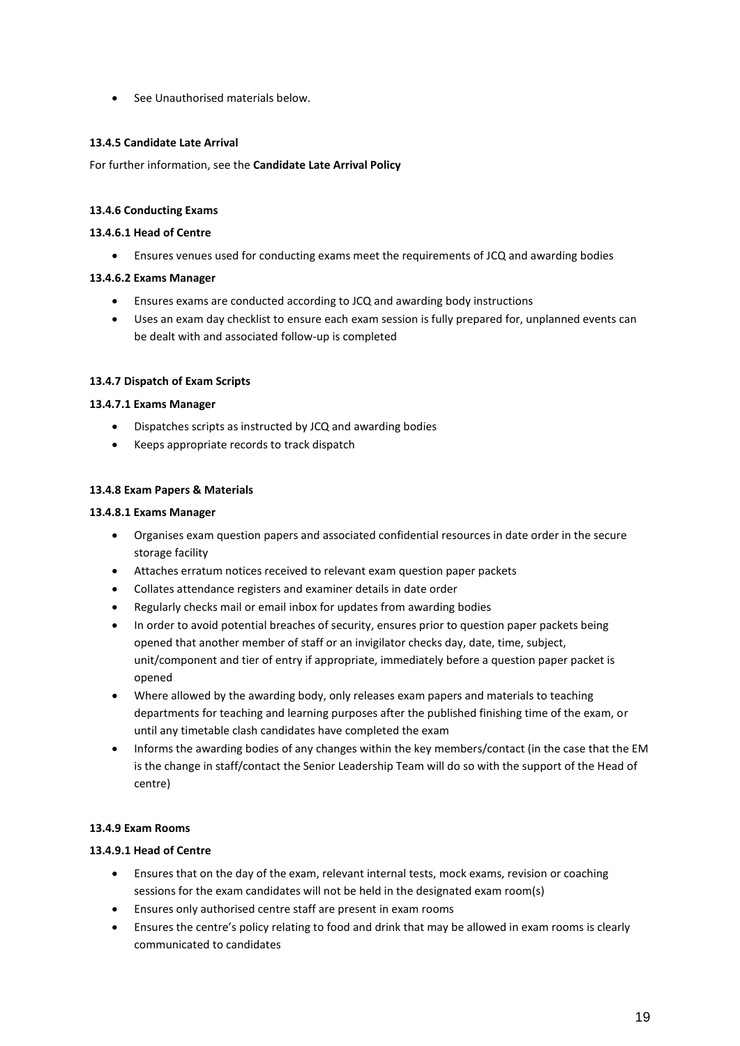- See Unauthorised materials below.

**13.4.5 Candidate Late Arrival**

For further information, see the **Candidate Late Arrival Policy**

**13.4.6 Conducting Exams**

**13.4.6.1 Head of Centre**

- Ensures venues used for conducting exams meet the requirements of JCQ and awarding bodies

**13.4.6.2 Exams Manager**

- Ensures exams are conducted according to JCQ and awarding body instructions
- Uses an exam day checklist to ensure each exam session is fully prepared for, unplanned events can be dealt with and associated follow-up is completed

**13.4.7 Dispatch of Exam Scripts**

**13.4.7.1 Exams Manager**

- Dispatches scripts as instructed by JCQ and awarding bodies
- Keeps appropriate records to track dispatch

**13.4.8 Exam Papers & Materials**

**13.4.8.1 Exams Manager**

- Organises exam question papers and associated confidential resources in date order in the secure storage facility
- Attaches erratum notices received to relevant exam question paper packets
- Collates attendance registers and examiner details in date order
- Regularly checks mail or email inbox for updates from awarding bodies
- In order to avoid potential breaches of security, ensures prior to question paper packets being opened that another member of staff or an invigilator checks day, date, time, subject, unit/component and tier of entry if appropriate, immediately before a question paper packet is opened
- Where allowed by the awarding body, only releases exam papers and materials to teaching departments for teaching and learning purposes after the published finishing time of the exam, or until any timetable clash candidates have completed the exam
- Informs the awarding bodies of any changes within the key members/contact (in the case that the EM is the change in staff/contact the Senior Leadership Team will do so with the support of the Head of centre)

**13.4.9 Exam Rooms**

**13.4.9.1 Head of Centre**

- Ensures that on the day of the exam, relevant internal tests, mock exams, revision or coaching sessions for the exam candidates will not be held in the designated exam room(s)
- Ensures only authorised centre staff are present in exam rooms
- Ensures the centre's policy relating to food and drink that may be allowed in exam rooms is clearly communicated to candidates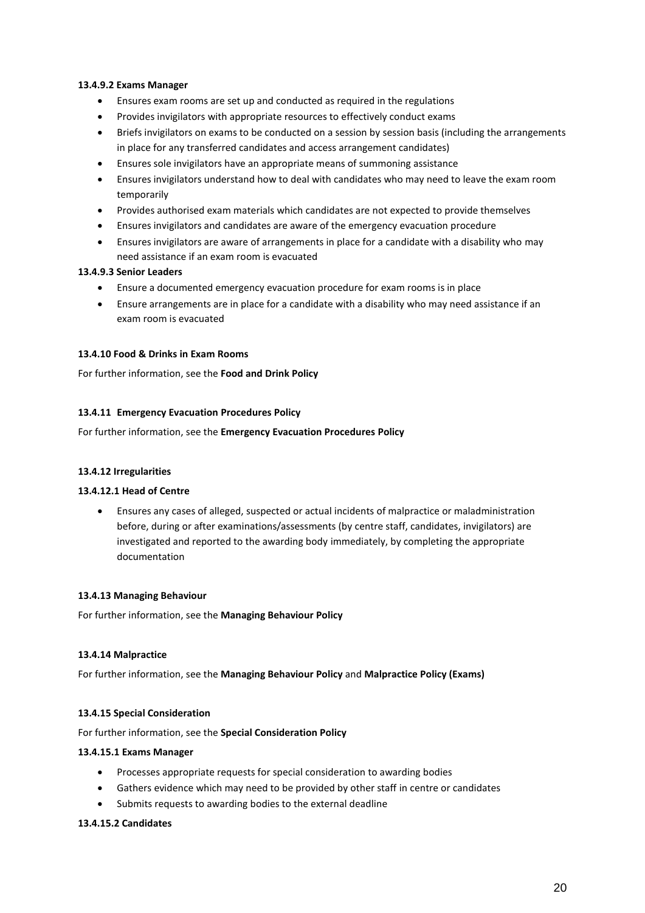**13.4.9.2 Exams Manager**

- Ensures exam rooms are set up and conducted as required in the regulations
- Provides invigilators with appropriate resources to effectively conduct exams
- Briefs invigilators on exams to be conducted on a session by session basis (including the arrangements in place for any transferred candidates and access arrangement candidates)
- Ensures sole invigilators have an appropriate means of summoning assistance
- Ensures invigilators understand how to deal with candidates who may need to leave the exam room temporarily
- Provides authorised exam materials which candidates are not expected to provide themselves
- Ensures invigilators and candidates are aware of the emergency evacuation procedure
- Ensures invigilators are aware of arrangements in place for a candidate with a disability who may need assistance if an exam room is evacuated

**13.4.9.3 Senior Leaders**

- Ensure a documented emergency evacuation procedure for exam rooms is in place
- Ensure arrangements are in place for a candidate with a disability who may need assistance if an exam room is evacuated

**13.4.10 Food & Drinks in Exam Rooms**

For further information, see the **Food and Drink Policy**

**13.4.11 Emergency Evacuation Procedures Policy**

For further information, see the **Emergency Evacuation Procedures Policy**

**13.4.12 Irregularities**

**13.4.12.1 Head of Centre**

- Ensures any cases of alleged, suspected or actual incidents of malpractice or maladministration before, during or after examinations/assessments (by centre staff, candidates, invigilators) are investigated and reported to the awarding body immediately, by completing the appropriate documentation

**13.4.13 Managing Behaviour**

For further information, see the **Managing Behaviour Policy**

**13.4.14 Malpractice**

For further information, see the **Managing Behaviour Policy** and **Malpractice Policy (Exams)**

**13.4.15 Special Consideration**

For further information, see the **Special Consideration Policy**

**13.4.15.1 Exams Manager**

- Processes appropriate requests for special consideration to awarding bodies
- Gathers evidence which may need to be provided by other staff in centre or candidates
- Submits requests to awarding bodies to the external deadline

**13.4.15.2 Candidates**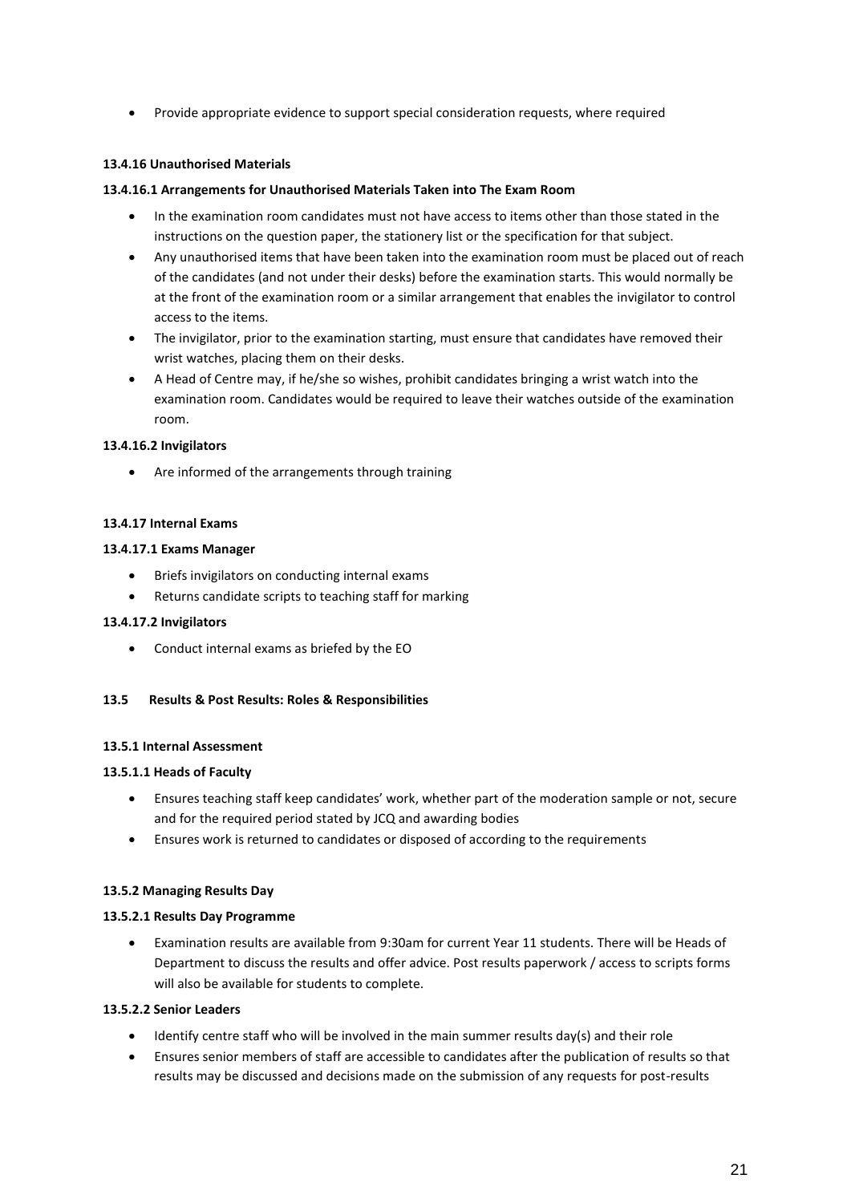- Provide appropriate evidence to support special consideration requests, where required

**13.4.16 Unauthorised Materials**

**13.4.16.1 Arrangements for Unauthorised Materials Taken into The Exam Room**

- In the examination room candidates must not have access to items other than those stated in the instructions on the question paper, the stationery list or the specification for that subject.
- Any unauthorised items that have been taken into the examination room must be placed out of reach of the candidates (and not under their desks) before the examination starts. This would normally be at the front of the examination room or a similar arrangement that enables the invigilator to control access to the items.
- The invigilator, prior to the examination starting, must ensure that candidates have removed their wrist watches, placing them on their desks.
- A Head of Centre may, if he/she so wishes, prohibit candidates bringing a wrist watch into the examination room. Candidates would be required to leave their watches outside of the examination room.

**13.4.16.2 Invigilators**

- Are informed of the arrangements through training

**13.4.17 Internal Exams**

**13.4.17.1 Exams Manager**

- Briefs invigilators on conducting internal exams
- Returns candidate scripts to teaching staff for marking

**13.4.17.2 Invigilators**

- Conduct internal exams as briefed by the EO

**13.5 Results & Post Results: Roles & Responsibilities**

**13.5.1 Internal Assessment**

**13.5.1.1 Heads of Faculty**

- Ensures teaching staff keep candidates' work, whether part of the moderation sample or not, secure and for the required period stated by JCQ and awarding bodies
- Ensures work is returned to candidates or disposed of according to the requirements

**13.5.2 Managing Results Day**

**13.5.2.1 Results Day Programme**

- Examination results are available from 9:30am for current Year 11 students. There will be Heads of Department to discuss the results and offer advice. Post results paperwork / access to scripts forms will also be available for students to complete.

**13.5.2.2 Senior Leaders**

- Identify centre staff who will be involved in the main summer results day(s) and their role
- Ensures senior members of staff are accessible to candidates after the publication of results so that results may be discussed and decisions made on the submission of any requests for post-results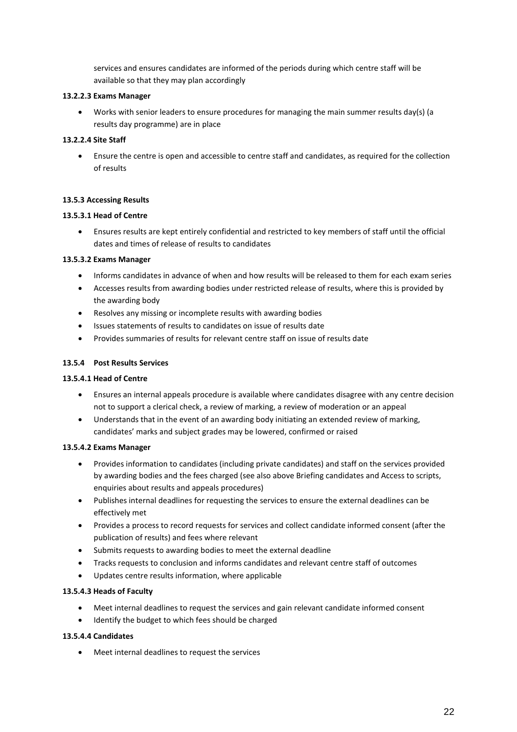services and ensures candidates are informed of the periods during which centre staff will be available so that they may plan accordingly

**13.2.2.3 Exams Manager**

- Works with senior leaders to ensure procedures for managing the main summer results day(s) (a results day programme) are in place

**13.2.2.4 Site Staff**

- Ensure the centre is open and accessible to centre staff and candidates, as required for the collection of results

**13.5.3 Accessing Results**

**13.5.3.1 Head of Centre**

- Ensures results are kept entirely confidential and restricted to key members of staff until the official dates and times of release of results to candidates

**13.5.3.2 Exams Manager**

- Informs candidates in advance of when and how results will be released to them for each exam series
- Accesses results from awarding bodies under restricted release of results, where this is provided by the awarding body
- Resolves any missing or incomplete results with awarding bodies
- Issues statements of results to candidates on issue of results date
- Provides summaries of results for relevant centre staff on issue of results date

**13.5.4 Post Results Services**

**13.5.4.1 Head of Centre**

- Ensures an internal appeals procedure is available where candidates disagree with any centre decision not to support a clerical check, a review of marking, a review of moderation or an appeal
- Understands that in the event of an awarding body initiating an extended review of marking, candidates' marks and subject grades may be lowered, confirmed or raised

**13.5.4.2 Exams Manager**

- Provides information to candidates (including private candidates) and staff on the services provided by awarding bodies and the fees charged (see also above Briefing candidates and Access to scripts, enquiries about results and appeals procedures)
- Publishes internal deadlines for requesting the services to ensure the external deadlines can be effectively met
- Provides a process to record requests for services and collect candidate informed consent (after the publication of results) and fees where relevant
- Submits requests to awarding bodies to meet the external deadline
- Tracks requests to conclusion and informs candidates and relevant centre staff of outcomes
- Updates centre results information, where applicable

**13.5.4.3 Heads of Faculty**

- Meet internal deadlines to request the services and gain relevant candidate informed consent
- Identify the budget to which fees should be charged

**13.5.4.4 Candidates**

- Meet internal deadlines to request the services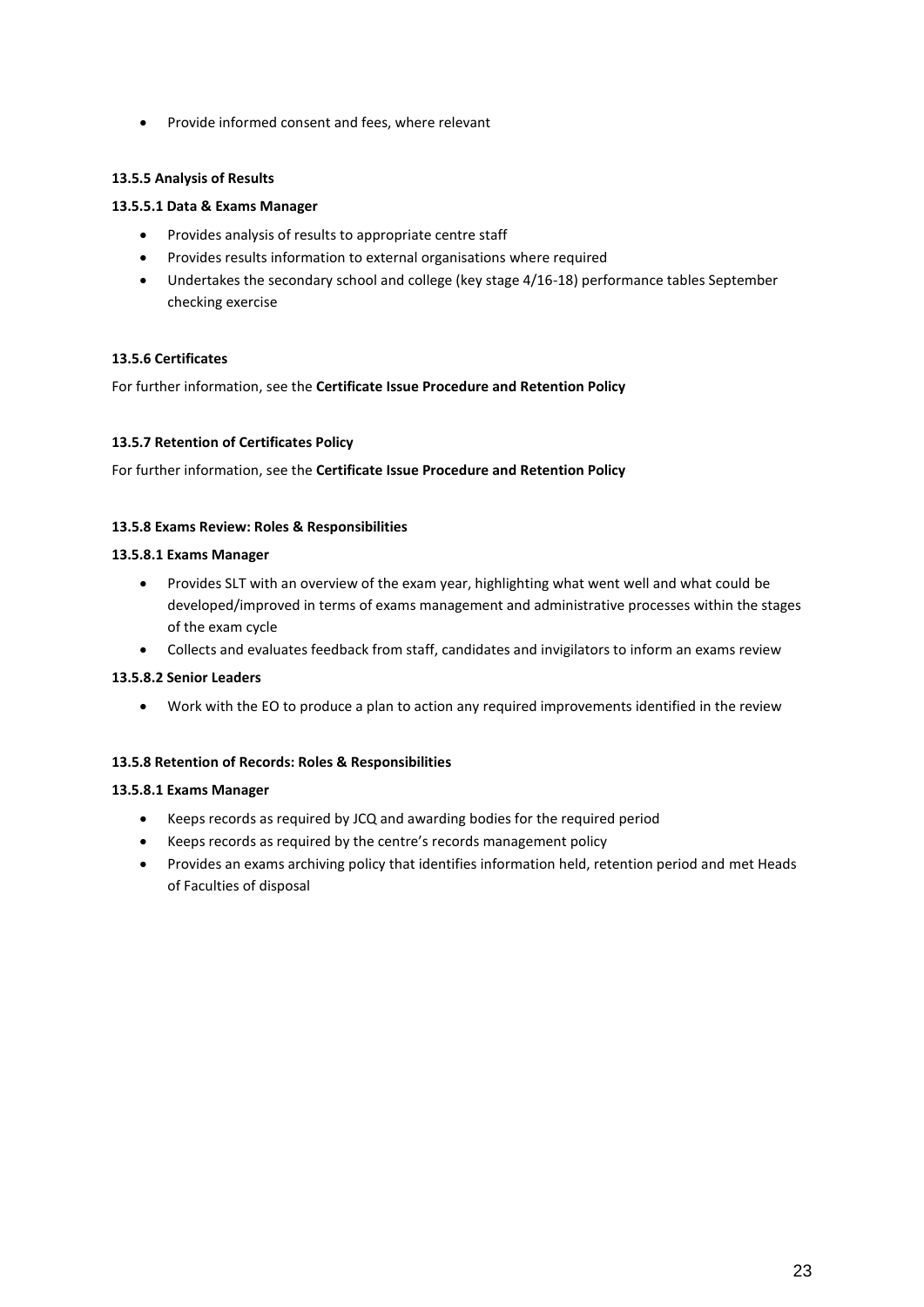- Provide informed consent and fees, where relevant

**13.5.5 Analysis of Results**

**13.5.5.1 Data & Exams Manager**

- Provides analysis of results to appropriate centre staff
- Provides results information to external organisations where required
- Undertakes the secondary school and college (key stage 4/16-18) performance tables September checking exercise

**13.5.6 Certificates**

For further information, see the **Certificate Issue Procedure and Retention Policy**

**13.5.7 Retention of Certificates Policy**

For further information, see the **Certificate Issue Procedure and Retention Policy**

**13.5.8 Exams Review: Roles & Responsibilities**

**13.5.8.1 Exams Manager**

- Provides SLT with an overview of the exam year, highlighting what went well and what could be developed/improved in terms of exams management and administrative processes within the stages of the exam cycle
- Collects and evaluates feedback from staff, candidates and invigilators to inform an exams review

**13.5.8.2 Senior Leaders**

- Work with the EO to produce a plan to action any required improvements identified in the review

**13.5.8 Retention of Records: Roles & Responsibilities**

**13.5.8.1 Exams Manager**

- Keeps records as required by JCQ and awarding bodies for the required period
- Keeps records as required by the centre's records management policy
- Provides an exams archiving policy that identifies information held, retention period and met Heads of Faculties of disposal